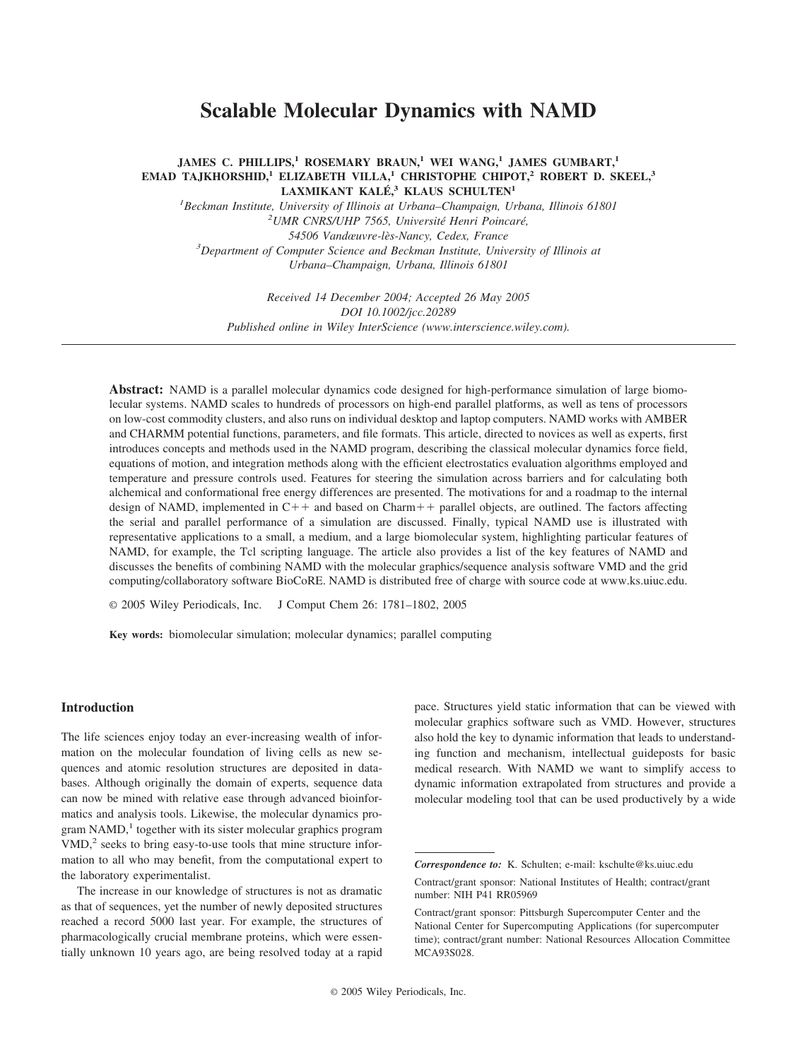# Scalable Molecular Dynamics with NAMD

JAMES C. PHILLIPS,[1] ROSEMARY BRAUN,[1] WEI WANG,[1] JAMES GUMBART,[1] EMAD TAJKHORSHID,[1] ELIZABETH VILLA,[1] CHRISTOPHE CHIPOT,[2] ROBERT D. SKEEL,[3] LAXMIKANT KALÉ,[3] KLAUS SCHULTEN[1]

[1]*Beckman Institute, University of Illinois at Urbana–Champaign, Urbana, Illinois 61801*
[2]*UMR CNRS/UHP 7565, Université Henri Poincaré, 54506 Vandœuvre-lès-Nancy, Cedex, France*
[3]*Department of Computer Science and Beckman Institute, University of Illinois at Urbana–Champaign, Urbana, Illinois 61801*

*Received 14 December 2004; Accepted 26 May 2005*
*DOI 10.1002/jcc.20289*
*Published online in Wiley InterScience (www.interscience.wiley.com).*

---

**Abstract:** NAMD is a parallel molecular dynamics code designed for high-performance simulation of large biomolecular systems. NAMD scales to hundreds of processors on high-end parallel platforms, as well as tens of processors on low-cost commodity clusters, and also runs on individual desktop and laptop computers. NAMD works with AMBER and CHARMM potential functions, parameters, and file formats. This article, directed to novices as well as experts, first introduces concepts and methods used in the NAMD program, describing the classical molecular dynamics force field, equations of motion, and integration methods along with the efficient electrostatics evaluation algorithms employed and temperature and pressure controls used. Features for steering the simulation across barriers and for calculating both alchemical and conformational free energy differences are presented. The motivations for and a roadmap to the internal design of NAMD, implemented in C++ and based on Charm++ parallel objects, are outlined. The factors affecting the serial and parallel performance of a simulation are discussed. Finally, typical NAMD use is illustrated with representative applications to a small, a medium, and a large biomolecular system, highlighting particular features of NAMD, for example, the Tcl scripting language. The article also provides a list of the key features of NAMD and discusses the benefits of combining NAMD with the molecular graphics/sequence analysis software VMD and the grid computing/collaboratory software BioCoRE. NAMD is distributed free of charge with source code at www.ks.uiuc.edu.

© 2005 Wiley Periodicals, Inc. J Comput Chem 26: 1781–1802, 2005

**Key words:** biomolecular simulation; molecular dynamics; parallel computing

## Introduction

The life sciences enjoy today an ever-increasing wealth of information on the molecular foundation of living cells as new sequences and atomic resolution structures are deposited in databases. Although originally the domain of experts, sequence data can now be mined with relative ease through advanced bioinformatics and analysis tools. Likewise, the molecular dynamics program NAMD,[1] together with its sister molecular graphics program VMD,[2] seeks to bring easy-to-use tools that mine structure information to all who may benefit, from the computational expert to the laboratory experimentalist.

The increase in our knowledge of structures is not as dramatic as that of sequences, yet the number of newly deposited structures reached a record 5000 last year. For example, the structures of pharmacologically crucial membrane proteins, which were essentially unknown 10 years ago, are being resolved today at a rapid pace. Structures yield static information that can be viewed with molecular graphics software such as VMD. However, structures also hold the key to dynamic information that leads to understanding function and mechanism, intellectual guideposts for basic medical research. With NAMD we want to simplify access to dynamic information extrapolated from structures and provide a molecular modeling tool that can be used productively by a wide

---

***Correspondence to:*** K. Schulten; e-mail: kschulte@ks.uiuc.edu

Contract/grant sponsor: National Institutes of Health; contract/grant number: NIH P41 RR05969

Contract/grant sponsor: Pittsburgh Supercomputer Center and the National Center for Supercomputing Applications (for supercomputer time); contract/grant number: National Resources Allocation Committee MCA93S028.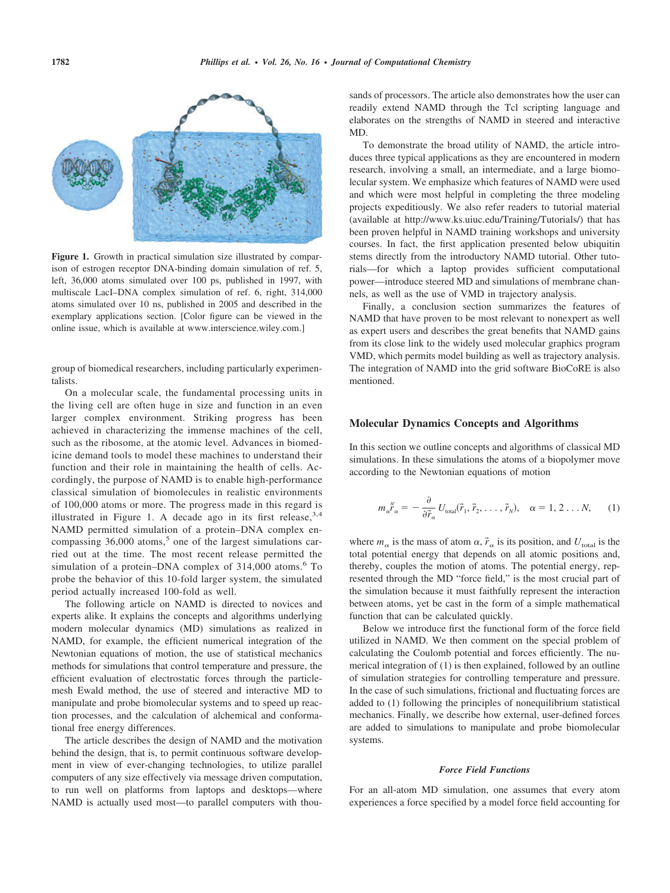**Figure 1.** Growth in practical simulation size illustrated by comparison of estrogen receptor DNA-binding domain simulation of ref. 5, left, 36,000 atoms simulated over 100 ps, published in 1997, with multiscale LacI–DNA complex simulation of ref. 6, right, 314,000 atoms simulated over 10 ns, published in 2005 and described in the exemplary applications section. [Color figure can be viewed in the online issue, which is available at www.interscience.wiley.com.]

group of biomedical researchers, including particularly experimentalists.

On a molecular scale, the fundamental processing units in the living cell are often huge in size and function in an even larger complex environment. Striking progress has been achieved in characterizing the immense machines of the cell, such as the ribosome, at the atomic level. Advances in biomedicine demand tools to model these machines to understand their function and their role in maintaining the health of cells. Accordingly, the purpose of NAMD is to enable high-performance classical simulation of biomolecules in realistic environments of 100,000 atoms or more. The progress made in this regard is illustrated in Figure 1. A decade ago in its first release,[3,4] NAMD permitted simulation of a protein–DNA complex encompassing 36,000 atoms,[5] one of the largest simulations carried out at the time. The most recent release permitted the simulation of a protein–DNA complex of 314,000 atoms.[6] To probe the behavior of this 10-fold larger system, the simulated period actually increased 100-fold as well.

The following article on NAMD is directed to novices and experts alike. It explains the concepts and algorithms underlying modern molecular dynamics (MD) simulations as realized in NAMD, for example, the efficient numerical integration of the Newtonian equations of motion, the use of statistical mechanics methods for simulations that control temperature and pressure, the efficient evaluation of electrostatic forces through the particle-mesh Ewald method, the use of steered and interactive MD to manipulate and probe biomolecular systems and to speed up reaction processes, and the calculation of alchemical and conformational free energy differences.

The article describes the design of NAMD and the motivation behind the design, that is, to permit continuous software development in view of ever-changing technologies, to utilize parallel computers of any size effectively via message driven computation, to run well on platforms from laptops and desktops—where NAMD is actually used most—to parallel computers with thousands of processors. The article also demonstrates how the user can readily extend NAMD through the Tcl scripting language and elaborates on the strengths of NAMD in steered and interactive MD.

To demonstrate the broad utility of NAMD, the article introduces three typical applications as they are encountered in modern research, involving a small, an intermediate, and a large biomolecular system. We emphasize which features of NAMD were used and which were most helpful in completing the three modeling projects expeditiously. We also refer readers to tutorial material (available at http://www.ks.uiuc.edu/Training/Tutorials/) that has been proven helpful in NAMD training workshops and university courses. In fact, the first application presented below ubiquitin stems directly from the introductory NAMD tutorial. Other tutorials—for which a laptop provides sufficient computational power—introduce steered MD and simulations of membrane channels, as well as the use of VMD in trajectory analysis.

Finally, a conclusion section summarizes the features of NAMD that have proven to be most relevant to nonexpert as well as expert users and describes the great benefits that NAMD gains from its close link to the widely used molecular graphics program VMD, which permits model building as well as trajectory analysis. The integration of NAMD into the grid software BioCoRE is also mentioned.

## Molecular Dynamics Concepts and Algorithms

In this section we outline concepts and algorithms of classical MD simulations. In these simulations the atoms of a biopolymer move according to the Newtonian equations of motion

$$m_\alpha \ddot{\vec{r}}_\alpha = -\frac{\partial}{\partial \vec{r}_\alpha} U_{\text{total}}(\vec{r}_1, \vec{r}_2, \ldots, \vec{r}_N), \quad \alpha = 1, 2 \ldots N, \qquad (1)$$

where $m_\alpha$ is the mass of atom $\alpha$, $\vec{r}_\alpha$ is its position, and $U_{\text{total}}$ is the total potential energy that depends on all atomic positions and, thereby, couples the motion of atoms. The potential energy, represented through the MD "force field," is the most crucial part of the simulation because it must faithfully represent the interaction between atoms, yet be cast in the form of a simple mathematical function that can be calculated quickly.

Below we introduce first the functional form of the force field utilized in NAMD. We then comment on the special problem of calculating the Coulomb potential and forces efficiently. The numerical integration of (1) is then explained, followed by an outline of simulation strategies for controlling temperature and pressure. In the case of such simulations, frictional and fluctuating forces are added to (1) following the principles of nonequilibrium statistical mechanics. Finally, we describe how external, user-defined forces are added to simulations to manipulate and probe biomolecular systems.

### Force Field Functions

For an all-atom MD simulation, one assumes that every atom experiences a force specified by a model force field accounting for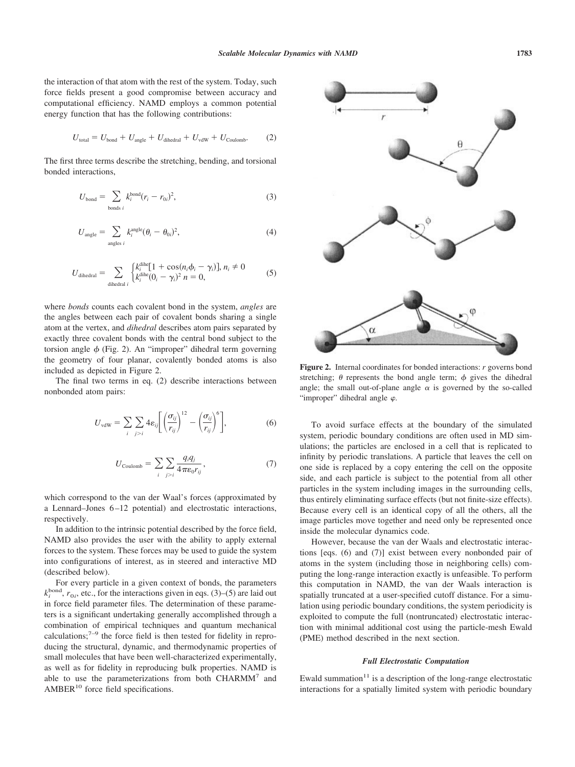the interaction of that atom with the rest of the system. Today, such force fields present a good compromise between accuracy and computational efficiency. NAMD employs a common potential energy function that has the following contributions:

$$U_{\text{total}} = U_{\text{bond}} + U_{\text{angle}} + U_{\text{dihedral}} + U_{\text{vdW}} + U_{\text{Coulomb}}. \tag{2}$$

The first three terms describe the stretching, bending, and torsional bonded interactions,

$$U_{\text{bond}} = \sum_{\text{bonds } i} k_i^{\text{bond}}(r_i - r_{0i})^2, \tag{3}$$

$$U_{\text{angle}} = \sum_{\text{angles } i} k_i^{\text{angle}}(\theta_i - \theta_{0i})^2, \tag{4}$$

$$U_{\text{dihedral}} = \sum_{\text{dihedral } i} \begin{cases} k_i^{\text{dihe}}[1 + \cos(n_i\phi_i - \gamma_i)], \; n_i \neq 0 \\ k_i^{\text{dihe}}(0_i - \gamma_i)^2 \; n = 0, \end{cases} \tag{5}$$

where *bonds* counts each covalent bond in the system, *angles* are the angles between each pair of covalent bonds sharing a single atom at the vertex, and *dihedral* describes atom pairs separated by exactly three covalent bonds with the central bond subject to the torsion angle $\phi$ (Fig. 2). An "improper" dihedral term governing the geometry of four planar, covalently bonded atoms is also included as depicted in Figure 2.

The final two terms in eq. (2) describe interactions between nonbonded atom pairs:

$$U_{\text{vdW}} = \sum_i \sum_{j>i} 4\varepsilon_{ij}\left[\left(\frac{\sigma_{ij}}{r_{ij}}\right)^{12} - \left(\frac{\sigma_{ij}}{r_{ij}}\right)^{6}\right], \tag{6}$$

$$U_{\text{Coulomb}} = \sum_i \sum_{j>i} \frac{q_i q_j}{4\pi\varepsilon_0 r_{ij}}, \tag{7}$$

which correspond to the van der Waal's forces (approximated by a Lennard–Jones 6–12 potential) and electrostatic interactions, respectively.

In addition to the intrinsic potential described by the force field, NAMD also provides the user with the ability to apply external forces to the system. These forces may be used to guide the system into configurations of interest, as in steered and interactive MD (described below).

For every particle in a given context of bonds, the parameters $k_i^{\text{bond}}$, $r_{0i}$, etc., for the interactions given in eqs. (3)–(5) are laid out in force field parameter files. The determination of these parameters is a significant undertaking generally accomplished through a combination of empirical techniques and quantum mechanical calculations;[7–9] the force field is then tested for fidelity in reproducing the structural, dynamic, and thermodynamic properties of small molecules that have been well-characterized experimentally, as well as for fidelity in reproducing bulk properties. NAMD is able to use the parameterizations from both CHARMM[7] and AMBER[10] force field specifications.

**Figure 2.** Internal coordinates for bonded interactions: $r$ governs bond stretching; $\theta$ represents the bond angle term; $\phi$ gives the dihedral angle; the small out-of-plane angle $\alpha$ is governed by the so-called "improper" dihedral angle $\varphi$.

To avoid surface effects at the boundary of the simulated system, periodic boundary conditions are often used in MD simulations; the particles are enclosed in a cell that is replicated to infinity by periodic translations. A particle that leaves the cell on one side is replaced by a copy entering the cell on the opposite side, and each particle is subject to the potential from all other particles in the system including images in the surrounding cells, thus entirely eliminating surface effects (but not finite-size effects). Because every cell is an identical copy of all the others, all the image particles move together and need only be represented once inside the molecular dynamics code.

However, because the van der Waals and electrostatic interactions [eqs. (6) and (7)] exist between every nonbonded pair of atoms in the system (including those in neighboring cells) computing the long-range interaction exactly is unfeasible. To perform this computation in NAMD, the van der Waals interaction is spatially truncated at a user-specified cutoff distance. For a simulation using periodic boundary conditions, the system periodicity is exploited to compute the full (nontruncated) electrostatic interaction with minimal additional cost using the particle-mesh Ewald (PME) method described in the next section.

### *Full Electrostatic Computation*

Ewald summation[11] is a description of the long-range electrostatic interactions for a spatially limited system with periodic boundary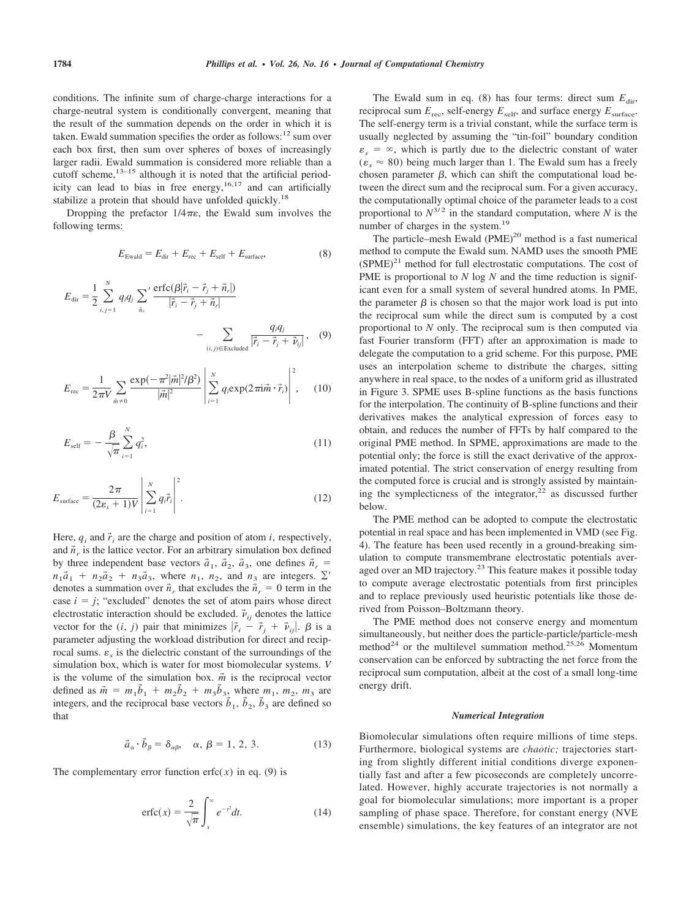conditions. The infinite sum of charge-charge interactions for a charge-neutral system is conditionally convergent, meaning that the result of the summation depends on the order in which it is taken. Ewald summation specifies the order as follows:[12] sum over each box first, then sum over spheres of boxes of increasingly larger radii. Ewald summation is considered more reliable than a cutoff scheme,[13–15] although it is noted that the artificial periodicity can lead to bias in free energy,[16,17] and can artificially stabilize a protein that should have unfolded quickly.[18]

Dropping the prefactor $1/4\pi\varepsilon$, the Ewald sum involves the following terms:

$$E_{\text{Ewald}} = E_{\text{dir}} + E_{\text{rec}} + E_{\text{self}} + E_{\text{surface}}, \tag{8}$$

$$E_{\text{dir}} = \frac{1}{2}\sum_{i,j=1}^{N} q_i q_j \sum_{\vec{n}_r}{}' \frac{\text{erfc}(\beta|\vec{r}_i - \vec{r}_j + \vec{n}_r|)}{|\vec{r}_i - \vec{r}_j + \vec{n}_r|} - \sum_{(i,j)\in\text{Excluded}} \frac{q_i q_j}{|\vec{r}_i - \vec{r}_j + \vec{\nu}_{ij}|}, \tag{9}$$

$$E_{\text{rec}} = \frac{1}{2\pi V}\sum_{\vec{m}\neq 0} \frac{\exp(-\pi^2|\vec{m}|^2/\beta^2)}{|\vec{m}|^2}\left|\sum_{i=1}^{N} q_i \exp(2\pi i\vec{m}\cdot\vec{r}_i)\right|^2, \tag{10}$$

$$E_{\text{self}} = -\frac{\beta}{\sqrt{\pi}}\sum_{i=1}^{N} q_i^2, \tag{11}$$

$$E_{\text{surface}} = \frac{2\pi}{(2\varepsilon_s + 1)V}\left|\sum_{i=1}^{N} q_i\vec{r}_i\right|^2. \tag{12}$$

Here, $q_i$ and $\vec{r}_i$ are the charge and position of atom $i$, respectively, and $\vec{n}_r$ is the lattice vector. For an arbitrary simulation box defined by three independent base vectors $\vec{a}_1$, $\vec{a}_2$, $\vec{a}_3$, one defines $\vec{n}_r = n_1\vec{a}_1 + n_2\vec{a}_2 + n_3\vec{a}_3$, where $n_1$, $n_2$, and $n_3$ are integers. $\Sigma'$ denotes a summation over $\vec{n}_r$ that excludes the $\vec{n}_r = 0$ term in the case $i = j$; "excluded" denotes the set of atom pairs whose direct electrostatic interaction should be excluded. $\vec{\nu}_{ij}$ denotes the lattice vector for the $(i, j)$ pair that minimizes $|\vec{r}_i - \vec{r}_j + \vec{\nu}_{ij}|$. $\beta$ is a parameter adjusting the workload distribution for direct and reciprocal sums. $\varepsilon_s$ is the dielectric constant of the surroundings of the simulation box, which is water for most biomolecular systems. $V$ is the volume of the simulation box. $\vec{m}$ is the reciprocal vector defined as $\vec{m} = m_1\vec{b}_1 + m_2\vec{b}_2 + m_3\vec{b}_3$, where $m_1$, $m_2$, $m_3$ are integers, and the reciprocal base vectors $\vec{b}_1$, $\vec{b}_2$, $\vec{b}_3$ are defined so that

$$\vec{a}_\alpha \cdot \vec{b}_\beta = \delta_{\alpha\beta}, \quad \alpha, \beta = 1, 2, 3. \tag{13}$$

The complementary error function $\text{erfc}(x)$ in eq. (9) is

$$\text{erfc}(x) = \frac{2}{\sqrt{\pi}}\int_x^\infty e^{-t^2}dt. \tag{14}$$

The Ewald sum in eq. (8) has four terms: direct sum $E_{\text{dir}}$, reciprocal sum $E_{\text{rec}}$, self-energy $E_{\text{self}}$, and surface energy $E_{\text{surface}}$. The self-energy term is a trivial constant, while the surface term is usually neglected by assuming the "tin-foil" boundary condition $\varepsilon_s = \infty$, which is partly due to the dielectric constant of water ($\varepsilon_s \approx 80$) being much larger than 1. The Ewald sum has a freely chosen parameter $\beta$, which can shift the computational load between the direct sum and the reciprocal sum. For a given accuracy, the computationally optimal choice of the parameter leads to a cost proportional to $N^{3/2}$ in the standard computation, where $N$ is the number of charges in the system.[19]

The particle–mesh Ewald (PME)[20] method is a fast numerical method to compute the Ewald sum. NAMD uses the smooth PME (SPME)[21] method for full electrostatic computations. The cost of PME is proportional to $N \log N$ and the time reduction is significant even for a small system of several hundred atoms. In PME, the parameter $\beta$ is chosen so that the major work load is put into the reciprocal sum while the direct sum is computed by a cost proportional to $N$ only. The reciprocal sum is then computed via fast Fourier transform (FFT) after an approximation is made to delegate the computation to a grid scheme. For this purpose, PME uses an interpolation scheme to distribute the charges, sitting anywhere in real space, to the nodes of a uniform grid as illustrated in Figure 3. SPME uses B-spline functions as the basis functions for the interpolation. The continuity of B-spline functions and their derivatives makes the analytical expression of forces easy to obtain, and reduces the number of FFTs by half compared to the original PME method. In SPME, approximations are made to the potential only; the force is still the exact derivative of the approximated potential. The strict conservation of energy resulting from the computed force is crucial and is strongly assisted by maintaining the symplecticness of the integrator,[22] as discussed further below.

The PME method can be adopted to compute the electrostatic potential in real space and has been implemented in VMD (see Fig. 4). The feature has been used recently in a ground-breaking simulation to compute transmembrane electrostatic potentials averaged over an MD trajectory.[23] This feature makes it possible today to compute average electrostatic potentials from first principles and to replace previously used heuristic potentials like those derived from Poisson–Boltzmann theory.

The PME method does not conserve energy and momentum simultaneously, but neither does the particle-particle/particle-mesh method[24] or the multilevel summation method.[25,26] Momentum conservation can be enforced by subtracting the net force from the reciprocal sum computation, albeit at the cost of a small long-time energy drift.

### *Numerical Integration*

Biomolecular simulations often require millions of time steps. Furthermore, biological systems are *chaotic;* trajectories starting from slightly different initial conditions diverge exponentially fast and after a few picoseconds are completely uncorrelated. However, highly accurate trajectories is not normally a goal for biomolecular simulations; more important is a proper sampling of phase space. Therefore, for constant energy (NVE ensemble) simulations, the key features of an integrator are not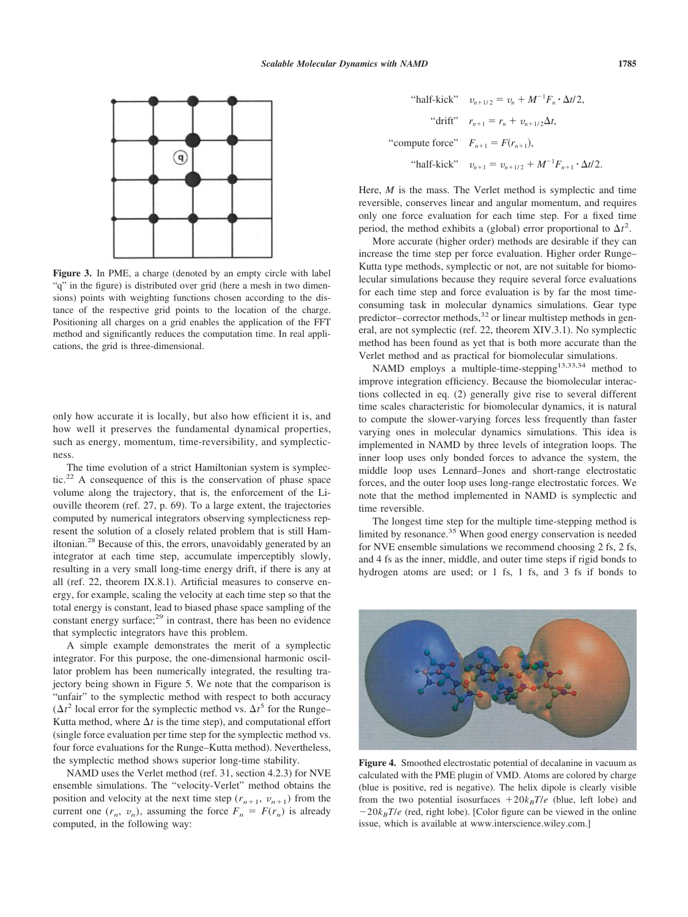Figure 3. In PME, a charge (denoted by an empty circle with label "q" in the figure) is distributed over grid (here a mesh in two dimensions) points with weighting functions chosen according to the distance of the respective grid points to the location of the charge. Positioning all charges on a grid enables the application of the FFT method and significantly reduces the computation time. In real applications, the grid is three-dimensional.

only how accurate it is locally, but also how efficient it is, and how well it preserves the fundamental dynamical properties, such as energy, momentum, time-reversibility, and symplecticness.

The time evolution of a strict Hamiltonian system is symplectic.[22] A consequence of this is the conservation of phase space volume along the trajectory, that is, the enforcement of the Liouville theorem (ref. 27, p. 69). To a large extent, the trajectories computed by numerical integrators observing symplecticness represent the solution of a closely related problem that is still Hamiltonian.[28] Because of this, the errors, unavoidably generated by an integrator at each time step, accumulate imperceptibly slowly, resulting in a very small long-time energy drift, if there is any at all (ref. 22, theorem IX.8.1). Artificial measures to conserve energy, for example, scaling the velocity at each time step so that the total energy is constant, lead to biased phase space sampling of the constant energy surface;[29] in contrast, there has been no evidence that symplectic integrators have this problem.

A simple example demonstrates the merit of a symplectic integrator. For this purpose, the one-dimensional harmonic oscillator problem has been numerically integrated, the resulting trajectory being shown in Figure 5. We note that the comparison is "unfair" to the symplectic method with respect to both accuracy ($\Delta t^2$ local error for the symplectic method vs. $\Delta t^5$ for the Runge–Kutta method, where $\Delta t$ is the time step), and computational effort (single force evaluation per time step for the symplectic method vs. four force evaluations for the Runge–Kutta method). Nevertheless, the symplectic method shows superior long-time stability.

NAMD uses the Verlet method (ref. 31, section 4.2.3) for NVE ensemble simulations. The "velocity-Verlet" method obtains the position and velocity at the next time step ($r_{n+1}$, $v_{n+1}$) from the current one ($r_n$, $v_n$), assuming the force $F_n = F(r_n)$ is already computed, in the following way:

$$\text{"half-kick"} \quad v_{n+1/2} = v_n + M^{-1}F_n \cdot \Delta t/2,$$

$$\text{"drift"} \quad r_{n+1} = r_n + v_{n+1/2}\Delta t,$$

$$\text{"compute force"} \quad F_{n+1} = F(r_{n+1}),$$

$$\text{"half-kick"} \quad v_{n+1} = v_{n+1/2} + M^{-1}F_{n+1} \cdot \Delta t/2.$$

Here, $M$ is the mass. The Verlet method is symplectic and time reversible, conserves linear and angular momentum, and requires only one force evaluation for each time step. For a fixed time period, the method exhibits a (global) error proportional to $\Delta t^2$.

More accurate (higher order) methods are desirable if they can increase the time step per force evaluation. Higher order Runge–Kutta type methods, symplectic or not, are not suitable for biomolecular simulations because they require several force evaluations for each time step and force evaluation is by far the most time-consuming task in molecular dynamics simulations. Gear type predictor–corrector methods,[32] or linear multistep methods in general, are not symplectic (ref. 22, theorem XIV.3.1). No symplectic method has been found as yet that is both more accurate than the Verlet method and as practical for biomolecular simulations.

NAMD employs a multiple-time-stepping[13,33,34] method to improve integration efficiency. Because the biomolecular interactions collected in eq. (2) generally give rise to several different time scales characteristic for biomolecular dynamics, it is natural to compute the slower-varying forces less frequently than faster varying ones in molecular dynamics simulations. This idea is implemented in NAMD by three levels of integration loops. The inner loop uses only bonded forces to advance the system, the middle loop uses Lennard–Jones and short-range electrostatic forces, and the outer loop uses long-range electrostatic forces. We note that the method implemented in NAMD is symplectic and time reversible.

The longest time step for the multiple time-stepping method is limited by resonance.[35] When good energy conservation is needed for NVE ensemble simulations we recommend choosing 2 fs, 2 fs, and 4 fs as the inner, middle, and outer time steps if rigid bonds to hydrogen atoms are used; or 1 fs, 1 fs, and 3 fs if bonds to

Figure 4. Smoothed electrostatic potential of decalanine in vacuum as calculated with the PME plugin of VMD. Atoms are colored by charge (blue is positive, red is negative). The helix dipole is clearly visible from the two potential isosurfaces $+20k_BT/e$ (blue, left lobe) and $-20k_BT/e$ (red, right lobe). [Color figure can be viewed in the online issue, which is available at www.interscience.wiley.com.]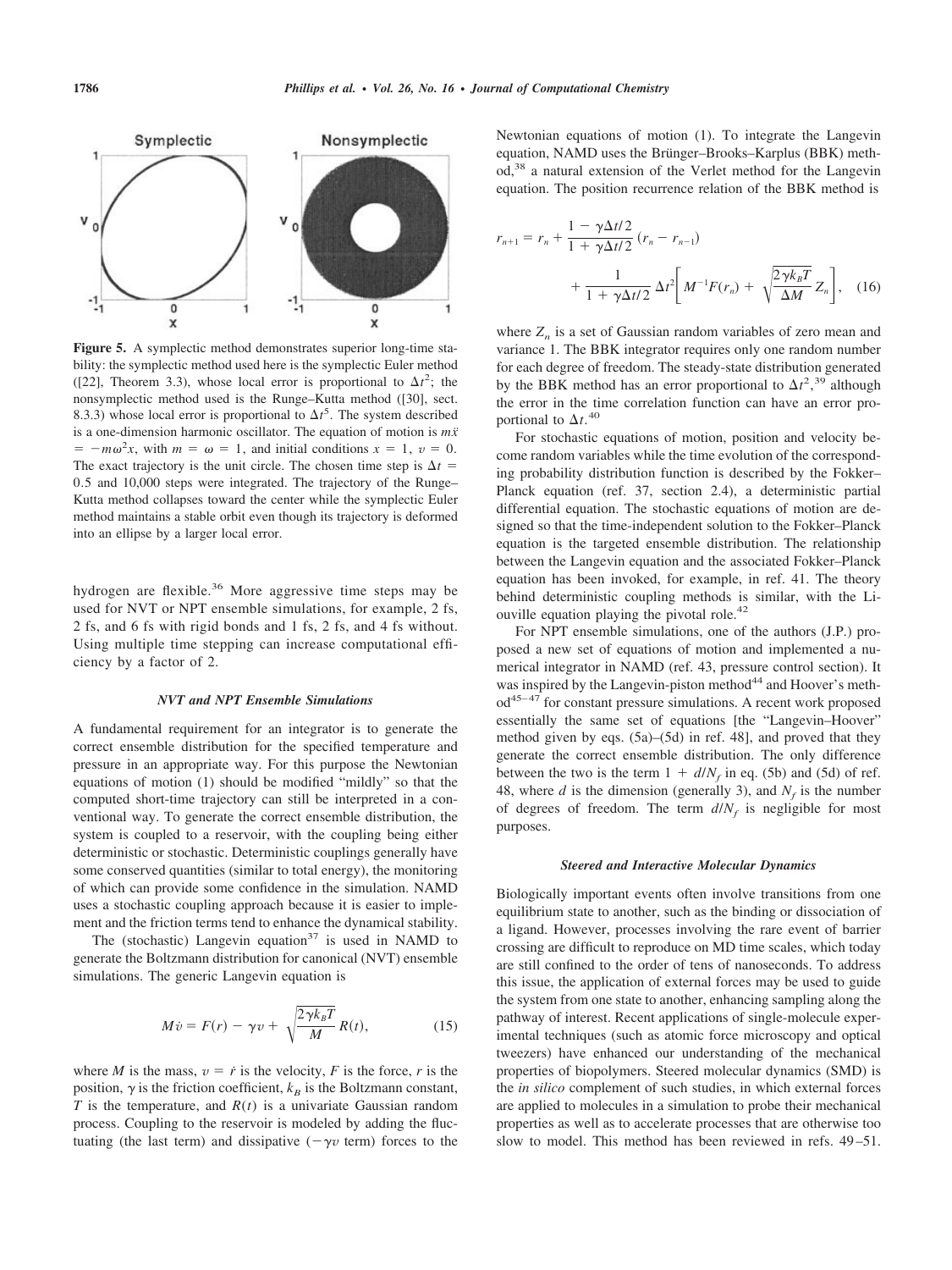Symplectic

Nonsymplectic

1

v 0

-1

-1 0 1

x

**Figure 5.** A symplectic method demonstrates superior long-time stability: the symplectic method used here is the symplectic Euler method ([22], Theorem 3.3), whose local error is proportional to $\Delta t^2$; the nonsymplectic method used is the Runge–Kutta method ([30], sect. 8.3.3) whose local error is proportional to $\Delta t^5$. The system described is a one-dimension harmonic oscillator. The equation of motion is $m\ddot{x} = -m\omega^2 x$, with $m = \omega = 1$, and initial conditions $x = 1$, $v = 0$. The exact trajectory is the unit circle. The chosen time step is $\Delta t = 0.5$ and 10,000 steps were integrated. The trajectory of the Runge–Kutta method collapses toward the center while the symplectic Euler method maintains a stable orbit even though its trajectory is deformed into an ellipse by a larger local error.

hydrogen are flexible.[36] More aggressive time steps may be used for NVT or NPT ensemble simulations, for example, 2 fs, 2 fs, and 6 fs with rigid bonds and 1 fs, 2 fs, and 4 fs without. Using multiple time stepping can increase computational efficiency by a factor of 2.

### *NVT and NPT Ensemble Simulations*

A fundamental requirement for an integrator is to generate the correct ensemble distribution for the specified temperature and pressure in an appropriate way. For this purpose the Newtonian equations of motion (1) should be modified "mildly" so that the computed short-time trajectory can still be interpreted in a conventional way. To generate the correct ensemble distribution, the system is coupled to a reservoir, with the coupling being either deterministic or stochastic. Deterministic couplings generally have some conserved quantities (similar to total energy), the monitoring of which can provide some confidence in the simulation. NAMD uses a stochastic coupling approach because it is easier to implement and the friction terms tend to enhance the dynamical stability.

The (stochastic) Langevin equation[37] is used in NAMD to generate the Boltzmann distribution for canonical (NVT) ensemble simulations. The generic Langevin equation is

$$M\dot{v} = F(r) - \gamma v + \sqrt{\frac{2\gamma k_B T}{M}}\, R(t), \tag{15}$$

where $M$ is the mass, $v = \dot{r}$ is the velocity, $F$ is the force, $r$ is the position, $\gamma$ is the friction coefficient, $k_B$ is the Boltzmann constant, $T$ is the temperature, and $R(t)$ is a univariate Gaussian random process. Coupling to the reservoir is modeled by adding the fluctuating (the last term) and dissipative ($-\gamma v$ term) forces to the Newtonian equations of motion (1). To integrate the Langevin equation, NAMD uses the Brünger–Brooks–Karplus (BBK) method,[38] a natural extension of the Verlet method for the Langevin equation. The position recurrence relation of the BBK method is

$$r_{n+1} = r_n + \frac{1 - \gamma\Delta t/2}{1 + \gamma\Delta t/2}(r_n - r_{n-1}) + \frac{1}{1 + \gamma\Delta t/2}\Delta t^2\left[M^{-1}F(r_n) + \sqrt{\frac{2\gamma k_B T}{\Delta M}}\, Z_n\right], \tag{16}$$

where $Z_n$ is a set of Gaussian random variables of zero mean and variance 1. The BBK integrator requires only one random number for each degree of freedom. The steady-state distribution generated by the BBK method has an error proportional to $\Delta t^2$,[39] although the error in the time correlation function can have an error proportional to $\Delta t$.[40]

For stochastic equations of motion, position and velocity become random variables while the time evolution of the corresponding probability distribution function is described by the Fokker–Planck equation (ref. 37, section 2.4), a deterministic partial differential equation. The stochastic equations of motion are designed so that the time-independent solution to the Fokker–Planck equation is the targeted ensemble distribution. The relationship between the Langevin equation and the associated Fokker–Planck equation has been invoked, for example, in ref. 41. The theory behind deterministic coupling methods is similar, with the Liouville equation playing the pivotal role.[42]

For NPT ensemble simulations, one of the authors (J.P.) proposed a new set of equations of motion and implemented a numerical integrator in NAMD (ref. 43, pressure control section). It was inspired by the Langevin-piston method[44] and Hoover's method[45–47] for constant pressure simulations. A recent work proposed essentially the same set of equations [the "Langevin–Hoover" method given by eqs. (5a)–(5d) in ref. 48], and proved that they generate the correct ensemble distribution. The only difference between the two is the term $1 + d/N_f$ in eq. (5b) and (5d) of ref. 48, where $d$ is the dimension (generally 3), and $N_f$ is the number of degrees of freedom. The term $d/N_f$ is negligible for most purposes.

### *Steered and Interactive Molecular Dynamics*

Biologically important events often involve transitions from one equilibrium state to another, such as the binding or dissociation of a ligand. However, processes involving the rare event of barrier crossing are difficult to reproduce on MD time scales, which today are still confined to the order of tens of nanoseconds. To address this issue, the application of external forces may be used to guide the system from one state to another, enhancing sampling along the pathway of interest. Recent applications of single-molecule experimental techniques (such as atomic force microscopy and optical tweezers) have enhanced our understanding of the mechanical properties of biopolymers. Steered molecular dynamics (SMD) is the *in silico* complement of such studies, in which external forces are applied to molecules in a simulation to probe their mechanical properties as well as to accelerate processes that are otherwise too slow to model. This method has been reviewed in refs. 49–51.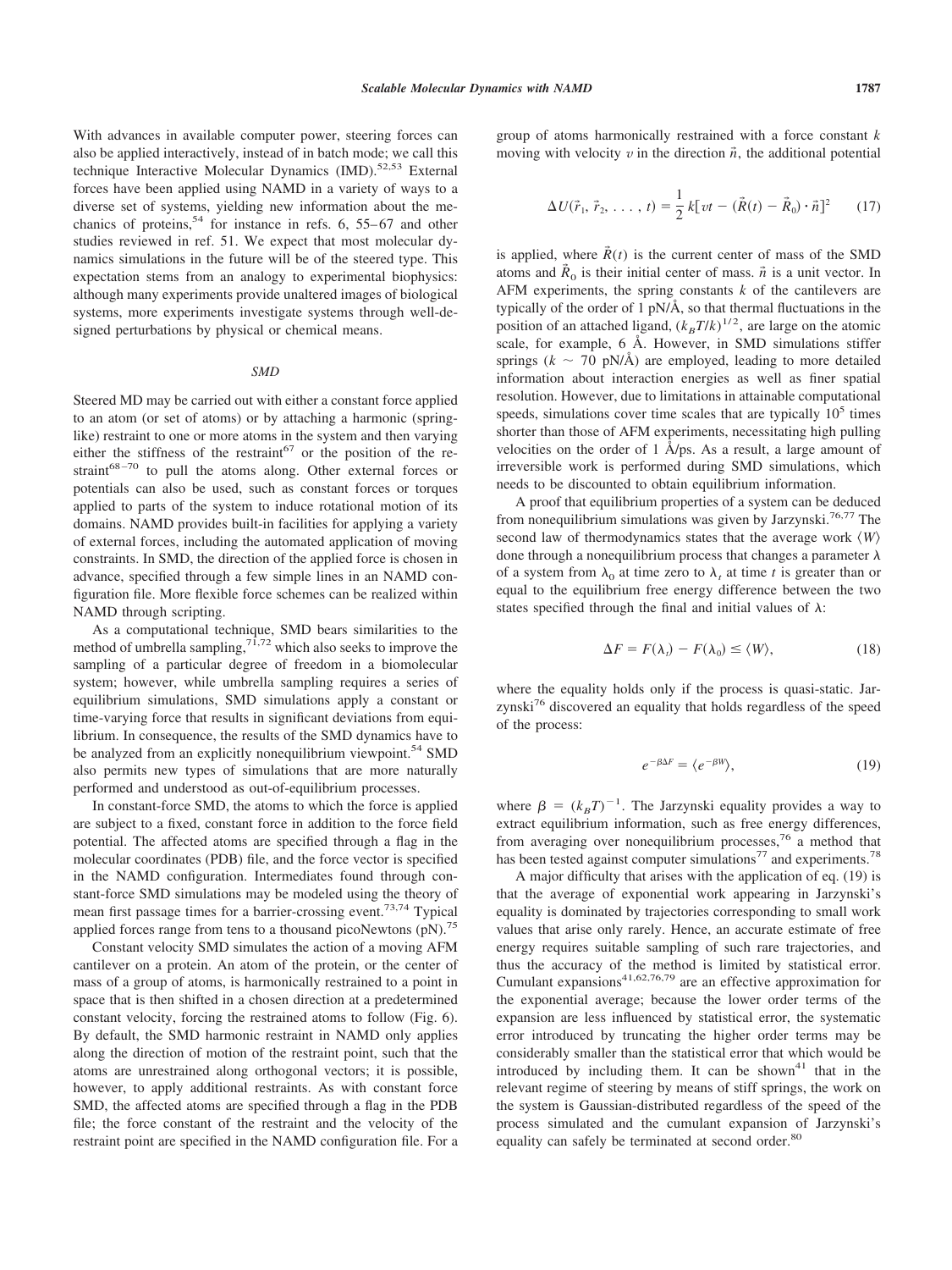With advances in available computer power, steering forces can also be applied interactively, instead of in batch mode; we call this technique Interactive Molecular Dynamics (IMD).[52,53] External forces have been applied using NAMD in a variety of ways to a diverse set of systems, yielding new information about the mechanics of proteins,[54] for instance in refs. 6, 55–67 and other studies reviewed in ref. 51. We expect that most molecular dynamics simulations in the future will be of the steered type. This expectation stems from an analogy to experimental biophysics: although many experiments provide unaltered images of biological systems, more experiments investigate systems through well-designed perturbations by physical or chemical means.

### *SMD*

Steered MD may be carried out with either a constant force applied to an atom (or set of atoms) or by attaching a harmonic (spring-like) restraint to one or more atoms in the system and then varying either the stiffness of the restraint[67] or the position of the restraint[68–70] to pull the atoms along. Other external forces or potentials can also be used, such as constant forces or torques applied to parts of the system to induce rotational motion of its domains. NAMD provides built-in facilities for applying a variety of external forces, including the automated application of moving constraints. In SMD, the direction of the applied force is chosen in advance, specified through a few simple lines in an NAMD configuration file. More flexible force schemes can be realized within NAMD through scripting.

As a computational technique, SMD bears similarities to the method of umbrella sampling,[71,72] which also seeks to improve the sampling of a particular degree of freedom in a biomolecular system; however, while umbrella sampling requires a series of equilibrium simulations, SMD simulations apply a constant or time-varying force that results in significant deviations from equilibrium. In consequence, the results of the SMD dynamics have to be analyzed from an explicitly nonequilibrium viewpoint.[54] SMD also permits new types of simulations that are more naturally performed and understood as out-of-equilibrium processes.

In constant-force SMD, the atoms to which the force is applied are subject to a fixed, constant force in addition to the force field potential. The affected atoms are specified through a flag in the molecular coordinates (PDB) file, and the force vector is specified in the NAMD configuration. Intermediates found through constant-force SMD simulations may be modeled using the theory of mean first passage times for a barrier-crossing event.[73,74] Typical applied forces range from tens to a thousand picoNewtons (pN).[75]

Constant velocity SMD simulates the action of a moving AFM cantilever on a protein. An atom of the protein, or the center of mass of a group of atoms, is harmonically restrained to a point in space that is then shifted in a chosen direction at a predetermined constant velocity, forcing the restrained atoms to follow (Fig. 6). By default, the SMD harmonic restraint in NAMD only applies along the direction of motion of the restraint point, such that the atoms are unrestrained along orthogonal vectors; it is possible, however, to apply additional restraints. As with constant force SMD, the affected atoms are specified through a flag in the PDB file; the force constant of the restraint and the velocity of the restraint point are specified in the NAMD configuration file. For a group of atoms harmonically restrained with a force constant $k$ moving with velocity $v$ in the direction $\vec{n}$, the additional potential

$$\Delta U(\vec{r}_1, \vec{r}_2, \ldots, t) = \frac{1}{2} k[vt - (\vec{R}(t) - \vec{R}_0) \cdot \vec{n}]^2 \qquad (17)$$

is applied, where $\vec{R}(t)$ is the current center of mass of the SMD atoms and $\vec{R}_0$ is their initial center of mass. $\vec{n}$ is a unit vector. In AFM experiments, the spring constants $k$ of the cantilevers are typically of the order of 1 pN/Å, so that thermal fluctuations in the position of an attached ligand, $(k_B T/k)^{1/2}$, are large on the atomic scale, for example, 6 Å. However, in SMD simulations stiffer springs ($k \sim 70$ pN/Å) are employed, leading to more detailed information about interaction energies as well as finer spatial resolution. However, due to limitations in attainable computational speeds, simulations cover time scales that are typically $10^5$ times shorter than those of AFM experiments, necessitating high pulling velocities on the order of 1 Å/ps. As a result, a large amount of irreversible work is performed during SMD simulations, which needs to be discounted to obtain equilibrium information.

A proof that equilibrium properties of a system can be deduced from nonequilibrium simulations was given by Jarzynski.[76,77] The second law of thermodynamics states that the average work $\langle W \rangle$ done through a nonequilibrium process that changes a parameter $\lambda$ of a system from $\lambda_0$ at time zero to $\lambda_t$ at time $t$ is greater than or equal to the equilibrium free energy difference between the two states specified through the final and initial values of $\lambda$:

$$\Delta F = F(\lambda_t) - F(\lambda_0) \leq \langle W \rangle, \qquad (18)$$

where the equality holds only if the process is quasi-static. Jarzynski[76] discovered an equality that holds regardless of the speed of the process:

$$e^{-\beta \Delta F} = \langle e^{-\beta W} \rangle, \qquad (19)$$

where $\beta = (k_B T)^{-1}$. The Jarzynski equality provides a way to extract equilibrium information, such as free energy differences, from averaging over nonequilibrium processes,[76] a method that has been tested against computer simulations[77] and experiments.[78]

A major difficulty that arises with the application of eq. (19) is that the average of exponential work appearing in Jarzynski's equality is dominated by trajectories corresponding to small work values that arise only rarely. Hence, an accurate estimate of free energy requires suitable sampling of such rare trajectories, and thus the accuracy of the method is limited by statistical error. Cumulant expansions[41,62,76,79] are an effective approximation for the exponential average; because the lower order terms of the expansion are less influenced by statistical error, the systematic error introduced by truncating the higher order terms may be considerably smaller than the statistical error that which would be introduced by including them. It can be shown[41] that in the relevant regime of steering by means of stiff springs, the work on the system is Gaussian-distributed regardless of the speed of the process simulated and the cumulant expansion of Jarzynski's equality can safely be terminated at second order.[80]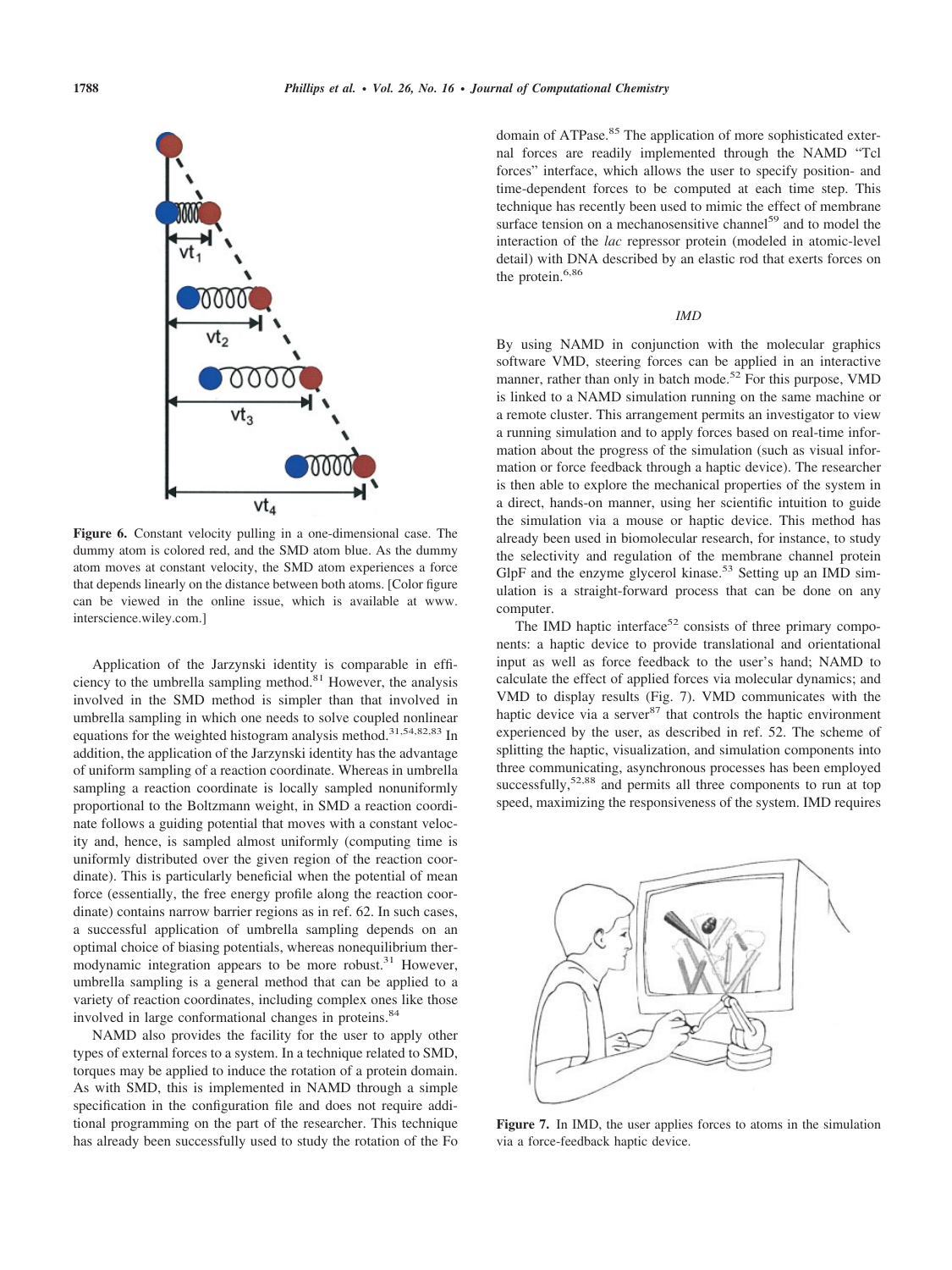Figure 6. Constant velocity pulling in a one-dimensional case. The dummy atom is colored red, and the SMD atom blue. As the dummy atom moves at constant velocity, the SMD atom experiences a force that depends linearly on the distance between both atoms. [Color figure can be viewed in the online issue, which is available at www.interscience.wiley.com.]

Application of the Jarzynski identity is comparable in efficiency to the umbrella sampling method.[81] However, the analysis involved in the SMD method is simpler than that involved in umbrella sampling in which one needs to solve coupled nonlinear equations for the weighted histogram analysis method.[31,54,82,83] In addition, the application of the Jarzynski identity has the advantage of uniform sampling of a reaction coordinate. Whereas in umbrella sampling a reaction coordinate is locally sampled nonuniformly proportional to the Boltzmann weight, in SMD a reaction coordinate follows a guiding potential that moves with a constant velocity and, hence, is sampled almost uniformly (computing time is uniformly distributed over the given region of the reaction coordinate). This is particularly beneficial when the potential of mean force (essentially, the free energy profile along the reaction coordinate) contains narrow barrier regions as in ref. 62. In such cases, a successful application of umbrella sampling depends on an optimal choice of biasing potentials, whereas nonequilibrium thermodynamic integration appears to be more robust.[31] However, umbrella sampling is a general method that can be applied to a variety of reaction coordinates, including complex ones like those involved in large conformational changes in proteins.[84]

NAMD also provides the facility for the user to apply other types of external forces to a system. In a technique related to SMD, torques may be applied to induce the rotation of a protein domain. As with SMD, this is implemented in NAMD through a simple specification in the configuration file and does not require additional programming on the part of the researcher. This technique has already been successfully used to study the rotation of the Fo domain of ATPase.[85] The application of more sophisticated external forces are readily implemented through the NAMD "Tcl forces" interface, which allows the user to specify position- and time-dependent forces to be computed at each time step. This technique has recently been used to mimic the effect of membrane surface tension on a mechanosensitive channel[59] and to model the interaction of the *lac* repressor protein (modeled in atomic-level detail) with DNA described by an elastic rod that exerts forces on the protein.[6,86]

### *IMD*

By using NAMD in conjunction with the molecular graphics software VMD, steering forces can be applied in an interactive manner, rather than only in batch mode.[52] For this purpose, VMD is linked to a NAMD simulation running on the same machine or a remote cluster. This arrangement permits an investigator to view a running simulation and to apply forces based on real-time information about the progress of the simulation (such as visual information or force feedback through a haptic device). The researcher is then able to explore the mechanical properties of the system in a direct, hands-on manner, using her scientific intuition to guide the simulation via a mouse or haptic device. This method has already been used in biomolecular research, for instance, to study the selectivity and regulation of the membrane channel protein GlpF and the enzyme glycerol kinase.[53] Setting up an IMD simulation is a straight-forward process that can be done on any computer.

The IMD haptic interface[52] consists of three primary components: a haptic device to provide translational and orientational input as well as force feedback to the user's hand; NAMD to calculate the effect of applied forces via molecular dynamics; and VMD to display results (Fig. 7). VMD communicates with the haptic device via a server[87] that controls the haptic environment experienced by the user, as described in ref. 52. The scheme of splitting the haptic, visualization, and simulation components into three communicating, asynchronous processes has been employed successfully,[52,88] and permits all three components to run at top speed, maximizing the responsiveness of the system. IMD requires

Figure 7. In IMD, the user applies forces to atoms in the simulation via a force-feedback haptic device.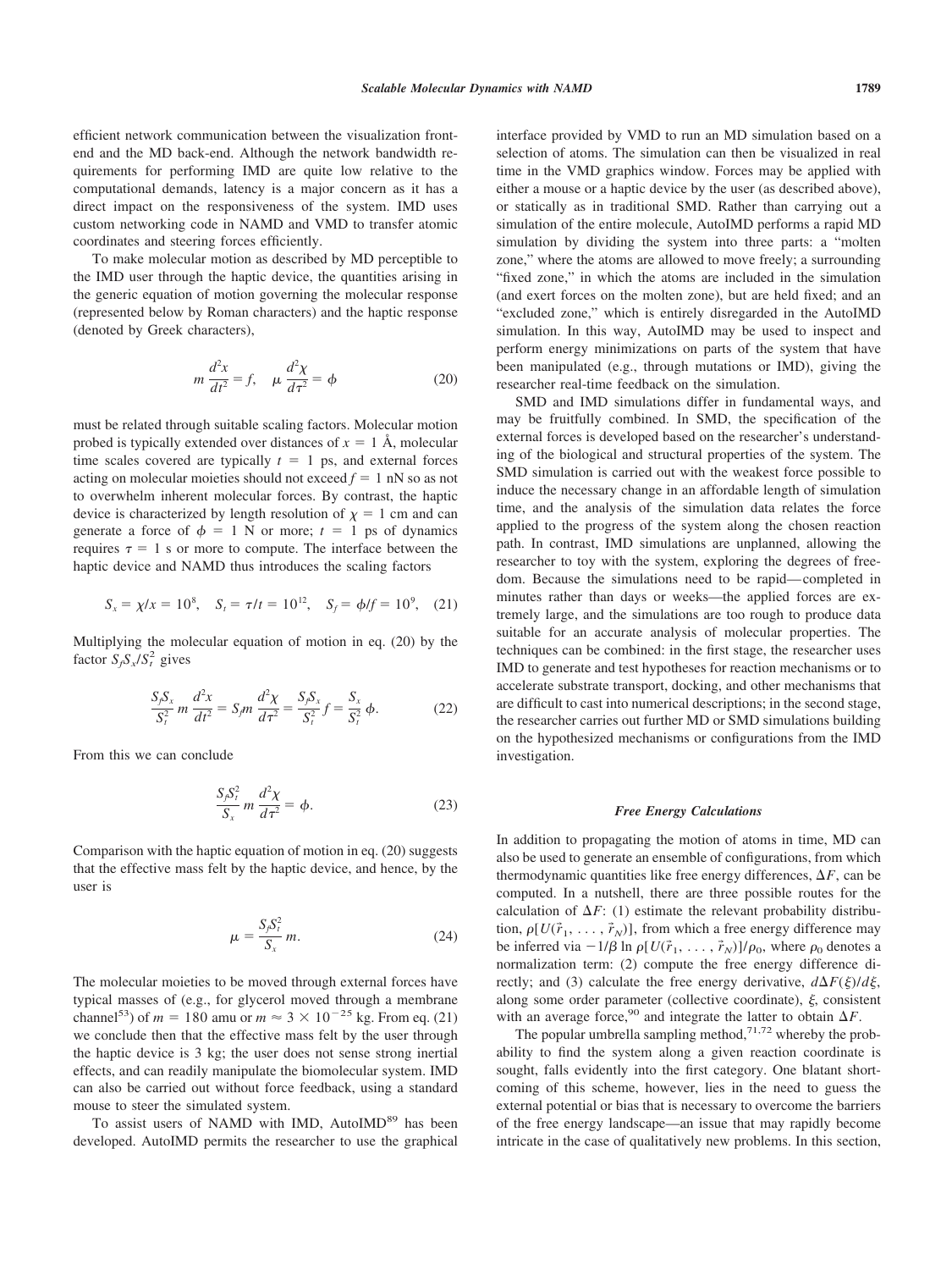efficient network communication between the visualization frontend and the MD back-end. Although the network bandwidth requirements for performing IMD are quite low relative to the computational demands, latency is a major concern as it has a direct impact on the responsiveness of the system. IMD uses custom networking code in NAMD and VMD to transfer atomic coordinates and steering forces efficiently.

To make molecular motion as described by MD perceptible to the IMD user through the haptic device, the quantities arising in the generic equation of motion governing the molecular response (represented below by Roman characters) and the haptic response (denoted by Greek characters),

$$m \frac{d^2x}{dt^2} = f, \quad \mu \frac{d^2\chi}{d\tau^2} = \phi \tag{20}$$

must be related through suitable scaling factors. Molecular motion probed is typically extended over distances of $x = 1$ Å, molecular time scales covered are typically $t = 1$ ps, and external forces acting on molecular moieties should not exceed $f = 1$ nN so as not to overwhelm inherent molecular forces. By contrast, the haptic device is characterized by length resolution of $\chi = 1$ cm and can generate a force of $\phi = 1$ N or more; $t = 1$ ps of dynamics requires $\tau = 1$ s or more to compute. The interface between the haptic device and NAMD thus introduces the scaling factors

$$S_x = \chi/x = 10^8, \quad S_t = \tau/t = 10^{12}, \quad S_f = \phi/f = 10^9, \tag{21}$$

Multiplying the molecular equation of motion in eq. (20) by the factor $S_f S_x/S_t^2$ gives

$$\frac{S_f S_x}{S_t^2} m \frac{d^2x}{dt^2} = S_f m \frac{d^2\chi}{d\tau^2} = \frac{S_f S_x}{S_t^2} f = \frac{S_x}{S_t^2} \phi. \tag{22}$$

From this we can conclude

$$\frac{S_f S_t^2}{S_x} m \frac{d^2\chi}{d\tau^2} = \phi. \tag{23}$$

Comparison with the haptic equation of motion in eq. (20) suggests that the effective mass felt by the haptic device, and hence, by the user is

$$\mu = \frac{S_f S_t^2}{S_x} m. \tag{24}$$

The molecular moieties to be moved through external forces have typical masses of (e.g., for glycerol moved through a membrane channel[53]) of $m = 180$ amu or $m \approx 3 \times 10^{-25}$ kg. From eq. (21) we conclude then that the effective mass felt by the user through the haptic device is 3 kg; the user does not sense strong inertial effects, and can readily manipulate the biomolecular system. IMD can also be carried out without force feedback, using a standard mouse to steer the simulated system.

To assist users of NAMD with IMD, AutoIMD[89] has been developed. AutoIMD permits the researcher to use the graphical interface provided by VMD to run an MD simulation based on a selection of atoms. The simulation can then be visualized in real time in the VMD graphics window. Forces may be applied with either a mouse or a haptic device by the user (as described above), or statically as in traditional SMD. Rather than carrying out a simulation of the entire molecule, AutoIMD performs a rapid MD simulation by dividing the system into three parts: a "molten zone," where the atoms are allowed to move freely; a surrounding "fixed zone," in which the atoms are included in the simulation (and exert forces on the molten zone), but are held fixed; and an "excluded zone," which is entirely disregarded in the AutoIMD simulation. In this way, AutoIMD may be used to inspect and perform energy minimizations on parts of the system that have been manipulated (e.g., through mutations or IMD), giving the researcher real-time feedback on the simulation.

SMD and IMD simulations differ in fundamental ways, and may be fruitfully combined. In SMD, the specification of the external forces is developed based on the researcher's understanding of the biological and structural properties of the system. The SMD simulation is carried out with the weakest force possible to induce the necessary change in an affordable length of simulation time, and the analysis of the simulation data relates the force applied to the progress of the system along the chosen reaction path. In contrast, IMD simulations are unplanned, allowing the researcher to toy with the system, exploring the degrees of freedom. Because the simulations need to be rapid—completed in minutes rather than days or weeks—the applied forces are extremely large, and the simulations are too rough to produce data suitable for an accurate analysis of molecular properties. The techniques can be combined: in the first stage, the researcher uses IMD to generate and test hypotheses for reaction mechanisms or to accelerate substrate transport, docking, and other mechanisms that are difficult to cast into numerical descriptions; in the second stage, the researcher carries out further MD or SMD simulations building on the hypothesized mechanisms or configurations from the IMD investigation.

### *Free Energy Calculations*

In addition to propagating the motion of atoms in time, MD can also be used to generate an ensemble of configurations, from which thermodynamic quantities like free energy differences, $\Delta F$, can be computed. In a nutshell, there are three possible routes for the calculation of $\Delta F$: (1) estimate the relevant probability distribution, $\rho[U(\vec{r}_1, \ldots, \vec{r}_N)]$, from which a free energy difference may be inferred via $-1/\beta \ln \rho[U(\vec{r}_1, \ldots, \vec{r}_N)]/\rho_0$, where $\rho_0$ denotes a normalization term: (2) compute the free energy difference directly; and (3) calculate the free energy derivative, $d\Delta F(\xi)/d\xi$, along some order parameter (collective coordinate), $\xi$, consistent with an average force,[90] and integrate the latter to obtain $\Delta F$.

The popular umbrella sampling method,[71,72] whereby the probability to find the system along a given reaction coordinate is sought, falls evidently into the first category. One blatant shortcoming of this scheme, however, lies in the need to guess the external potential or bias that is necessary to overcome the barriers of the free energy landscape—an issue that may rapidly become intricate in the case of qualitatively new problems. In this section,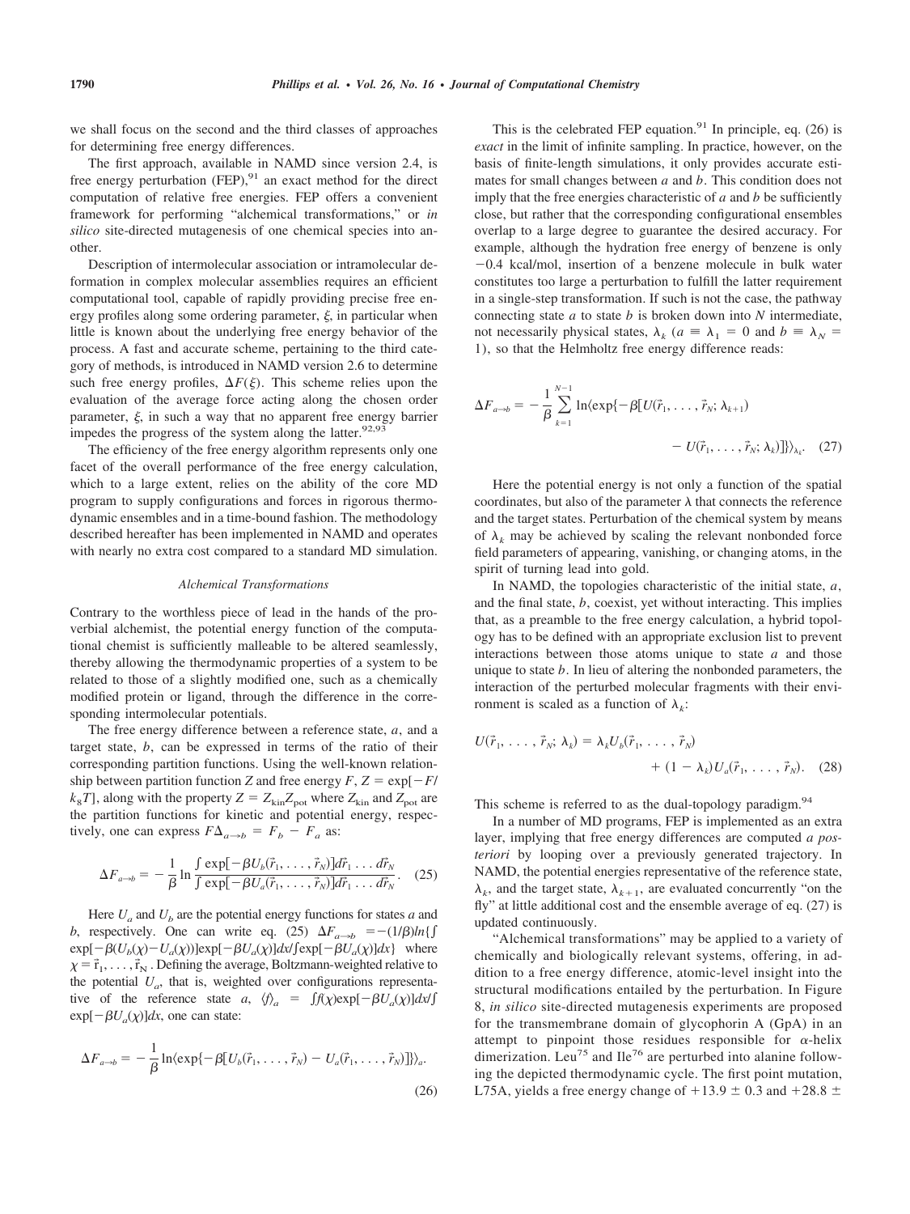we shall focus on the second and the third classes of approaches for determining free energy differences.

The first approach, available in NAMD since version 2.4, is free energy perturbation (FEP),[91] an exact method for the direct computation of relative free energies. FEP offers a convenient framework for performing "alchemical transformations," or *in silico* site-directed mutagenesis of one chemical species into another.

Description of intermolecular association or intramolecular deformation in complex molecular assemblies requires an efficient computational tool, capable of rapidly providing precise free energy profiles along some ordering parameter, $\xi$, in particular when little is known about the underlying free energy behavior of the process. A fast and accurate scheme, pertaining to the third category of methods, is introduced in NAMD version 2.6 to determine such free energy profiles, $\Delta F(\xi)$. This scheme relies upon the evaluation of the average force acting along the chosen order parameter, $\xi$, in such a way that no apparent free energy barrier impedes the progress of the system along the latter.[92,93]

The efficiency of the free energy algorithm represents only one facet of the overall performance of the free energy calculation, which to a large extent, relies on the ability of the core MD program to supply configurations and forces in rigorous thermodynamic ensembles and in a time-bound fashion. The methodology described hereafter has been implemented in NAMD and operates with nearly no extra cost compared to a standard MD simulation.

### Alchemical Transformations

Contrary to the worthless piece of lead in the hands of the proverbial alchemist, the potential energy function of the computational chemist is sufficiently malleable to be altered seamlessly, thereby allowing the thermodynamic properties of a system to be related to those of a slightly modified one, such as a chemically modified protein or ligand, through the difference in the corresponding intermolecular potentials.

The free energy difference between a reference state, $a$, and a target state, $b$, can be expressed in terms of the ratio of their corresponding partition functions. Using the well-known relationship between partition function $Z$ and free energy $F$, $Z = \exp[-F/k_BT]$, along with the property $Z = Z_{\rm kin}Z_{\rm pot}$ where $Z_{\rm kin}$ and $Z_{\rm pot}$ are the partition functions for kinetic and potential energy, respectively, one can express $F\Delta_{a \to b} = F_b - F_a$ as:

$$\Delta F_{a\to b} = -\frac{1}{\beta}\ln\frac{\int \exp[-\beta U_b(\vec{r}_1, \ldots, \vec{r}_N)]d\vec{r}_1 \ldots d\vec{r}_N}{\int \exp[-\beta U_a(\vec{r}_1, \ldots, \vec{r}_N)]d\vec{r}_1 \ldots d\vec{r}_N}. \quad (25)$$

Here $U_a$ and $U_b$ are the potential energy functions for states $a$ and $b$, respectively. One can write eq. (25) $\Delta F_{a\to b} = -(1/\beta)ln\{\int \exp[-\beta(U_b(\chi)-U_a(\chi))]\exp[-\beta U_a(\chi)]dx/\int\exp[-\beta U_a(\chi)]dx\}$ where $\chi = \vec{r}_1, \ldots, \vec{r}_N$. Defining the average, Boltzmann-weighted relative to the potential $U_a$, that is, weighted over configurations representative of the reference state $a$, $\langle f \rangle_a = \int f(\chi)\exp[-\beta U_a(\chi)]dx/\int \exp[-\beta U_a(\chi)]dx$, one can state:

$$\Delta F_{a\to b} = -\frac{1}{\beta}\ln\langle \exp\{-\beta[U_b(\vec{r}_1, \ldots, \vec{r}_N) - U_a(\vec{r}_1, \ldots, \vec{r}_N)]\}\rangle_a. \quad (26)$$

This is the celebrated FEP equation.[91] In principle, eq. (26) is *exact* in the limit of infinite sampling. In practice, however, on the basis of finite-length simulations, it only provides accurate estimates for small changes between $a$ and $b$. This condition does not imply that the free energies characteristic of $a$ and $b$ be sufficiently close, but rather that the corresponding configurational ensembles overlap to a large degree to guarantee the desired accuracy. For example, although the hydration free energy of benzene is only $-0.4$ kcal/mol, insertion of a benzene molecule in bulk water constitutes too large a perturbation to fulfill the latter requirement in a single-step transformation. If such is not the case, the pathway connecting state $a$ to state $b$ is broken down into $N$ intermediate, not necessarily physical states, $\lambda_k$ ($a \equiv \lambda_1 = 0$ and $b \equiv \lambda_N = 1$), so that the Helmholtz free energy difference reads:

$$\Delta F_{a\to b} = -\frac{1}{\beta}\sum_{k=1}^{N-1}\ln\langle \exp\{-\beta[U(\vec{r}_1, \ldots, \vec{r}_N; \lambda_{k+1}) - U(\vec{r}_1, \ldots, \vec{r}_N; \lambda_k)]\}\rangle_{\lambda_k}. \quad (27)$$

Here the potential energy is not only a function of the spatial coordinates, but also of the parameter $\lambda$ that connects the reference and the target states. Perturbation of the chemical system by means of $\lambda_k$ may be achieved by scaling the relevant nonbonded force field parameters of appearing, vanishing, or changing atoms, in the spirit of turning lead into gold.

In NAMD, the topologies characteristic of the initial state, $a$, and the final state, $b$, coexist, yet without interacting. This implies that, as a preamble to the free energy calculation, a hybrid topology has to be defined with an appropriate exclusion list to prevent interactions between those atoms unique to state $a$ and those unique to state $b$. In lieu of altering the nonbonded parameters, the interaction of the perturbed molecular fragments with their environment is scaled as a function of $\lambda_k$:

$$U(\vec{r}_1, \ldots, \vec{r}_N; \lambda_k) = \lambda_k U_b(\vec{r}_1, \ldots, \vec{r}_N) + (1 - \lambda_k)U_a(\vec{r}_1, \ldots, \vec{r}_N). \quad (28)$$

This scheme is referred to as the dual-topology paradigm.[94]

In a number of MD programs, FEP is implemented as an extra layer, implying that free energy differences are computed *a posteriori* by looping over a previously generated trajectory. In NAMD, the potential energies representative of the reference state, $\lambda_k$, and the target state, $\lambda_{k+1}$, are evaluated concurrently "on the fly" at little additional cost and the ensemble average of eq. (27) is updated continuously.

"Alchemical transformations" may be applied to a variety of chemically and biologically relevant systems, offering, in addition to a free energy difference, atomic-level insight into the structural modifications entailed by the perturbation. In Figure 8, *in silico* site-directed mutagenesis experiments are proposed for the transmembrane domain of glycophorin A (GpA) in an attempt to pinpoint those residues responsible for $\alpha$-helix dimerization. Leu[75] and Ile[76] are perturbed into alanine following the depicted thermodynamic cycle. The first point mutation, L75A, yields a free energy change of $+13.9 \pm 0.3$ and $+28.8 \pm$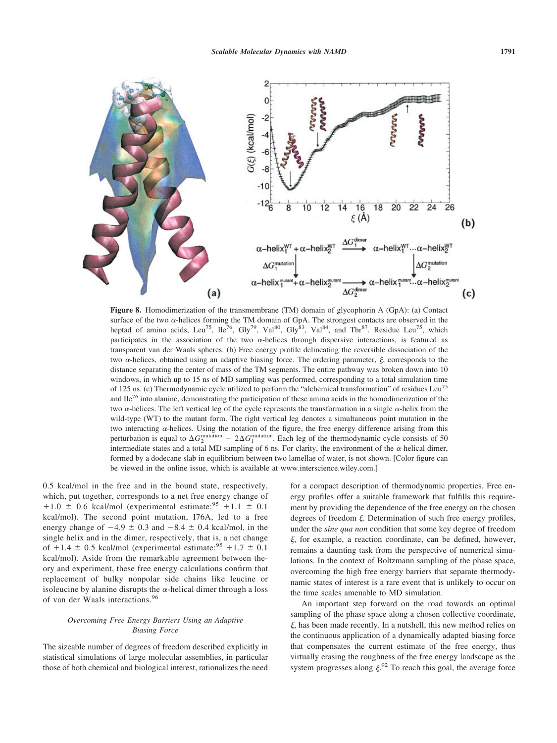(a)

2
0
-2
-4
-6
-8
-10
-12
$G(\xi)$ (kcal/mol)
6 8 10 12 14 16 18 20 22 24 26
$\xi$ (Å)
(b)

$\alpha$-helix$_1^{WT}$ + $\alpha$-helix$_2^{WT}$ $\xrightarrow{\Delta G_1^{dimer}}$ $\alpha$-helix$_1^{WT}$...$\alpha$-helix$_2^{WT}$

$\Delta G_1^{mutation}$ $\Delta G_2^{mutation}$

$\alpha$-helix$_1^{mutant}$ + $\alpha$-helix$_2^{mutant}$ $\xrightarrow[\Delta G_2^{dimer}]{}$ $\alpha$-helix$_1^{mutant}$...$\alpha$-helix$_2^{mutant}$

(c)

**Figure 8.** Homodimerization of the transmembrane (TM) domain of glycophorin A (GpA): (a) Contact surface of the two $\alpha$-helices forming the TM domain of GpA. The strongest contacts are observed in the heptad of amino acids, Leu[75], Ile[76], Gly[79], Val[80], Gly[83], Val[84], and Thr[87]. Residue Leu[75], which participates in the association of the two $\alpha$-helices through dispersive interactions, is featured as transparent van der Waals spheres. (b) Free energy profile delineating the reversible dissociation of the two $\alpha$-helices, obtained using an adaptive biasing force. The ordering parameter, $\xi$, corresponds to the distance separating the center of mass of the TM segments. The entire pathway was broken down into 10 windows, in which up to 15 ns of MD sampling was performed, corresponding to a total simulation time of 125 ns. (c) Thermodynamic cycle utilized to perform the "alchemical transformation" of residues Leu[75] and Ile[76] into alanine, demonstrating the participation of these amino acids in the homodimerization of the two $\alpha$-helices. The left vertical leg of the cycle represents the transformation in a single $\alpha$-helix from the wild-type (WT) to the mutant form. The right vertical leg denotes a simultaneous point mutation in the two interacting $\alpha$-helices. Using the notation of the figure, the free energy difference arising from this perturbation is equal to $\Delta G_2^{\text{mutation}} - 2\Delta G_1^{\text{mutation}}$. Each leg of the thermodynamic cycle consists of 50 intermediate states and a total MD sampling of 6 ns. For clarity, the environment of the $\alpha$-helical dimer, formed by a dodecane slab in equilibrium between two lamellae of water, is not shown. [Color figure can be viewed in the online issue, which is available at www.interscience.wiley.com.]

0.5 kcal/mol in the free and in the bound state, respectively, which, put together, corresponds to a net free energy change of $+1.0 \pm 0.6$ kcal/mol (experimental estimate:[95] $+1.1 \pm 0.1$ kcal/mol). The second point mutation, I76A, led to a free energy change of $-4.9 \pm 0.3$ and $-8.4 \pm 0.4$ kcal/mol, in the single helix and in the dimer, respectively, that is, a net change of $+1.4 \pm 0.5$ kcal/mol (experimental estimate:[95] $+1.7 \pm 0.1$ kcal/mol). Aside from the remarkable agreement between theory and experiment, these free energy calculations confirm that replacement of bulky nonpolar side chains like leucine or isoleucine by alanine disrupts the $\alpha$-helical dimer through a loss of van der Waals interactions.[96]

### *Overcoming Free Energy Barriers Using an Adaptive Biasing Force*

The sizeable number of degrees of freedom described explicitly in statistical simulations of large molecular assemblies, in particular those of both chemical and biological interest, rationalizes the need for a compact description of thermodynamic properties. Free energy profiles offer a suitable framework that fulfills this requirement by providing the dependence of the free energy on the chosen degrees of freedom $\xi$. Determination of such free energy profiles, under the *sine qua non* condition that some key degree of freedom $\xi$, for example, a reaction coordinate, can be defined, however, remains a daunting task from the perspective of numerical simulations. In the context of Boltzmann sampling of the phase space, overcoming the high free energy barriers that separate thermodynamic states of interest is a rare event that is unlikely to occur on the time scales amenable to MD simulation.

An important step forward on the road towards an optimal sampling of the phase space along a chosen collective coordinate, $\xi$, has been made recently. In a nutshell, this new method relies on the continuous application of a dynamically adapted biasing force that compensates the current estimate of the free energy, thus virtually erasing the roughness of the free energy landscape as the system progresses along $\xi$.[92] To reach this goal, the average force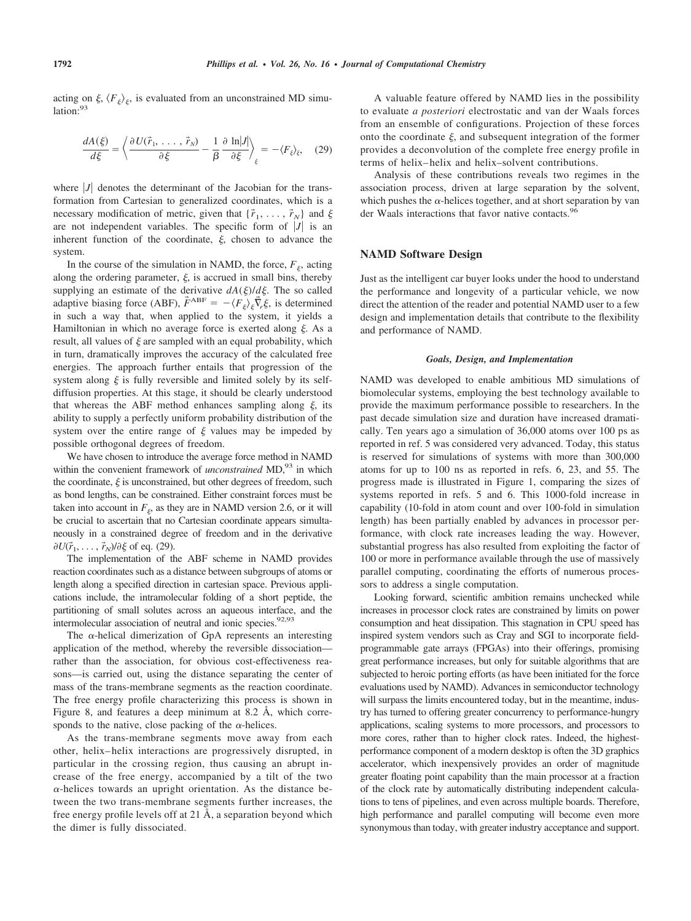acting on $\xi$, $\langle F_\xi \rangle_\xi$, is evaluated from an unconstrained MD simulation:[93]

$$\frac{dA(\xi)}{d\xi} = \left\langle \frac{\partial U(\vec{r}_1, \ldots, \vec{r}_N)}{\partial \xi} - \frac{1}{\beta}\frac{\partial \ln|J|}{\partial \xi} \right\rangle_\xi = -\langle F_\xi \rangle_\xi, \quad (29)$$

where $|J|$ denotes the determinant of the Jacobian for the transformation from Cartesian to generalized coordinates, which is a necessary modification of metric, given that $\{\vec{r}_1, \ldots, \vec{r}_N\}$ and $\xi$ are not independent variables. The specific form of $|J|$ is an inherent function of the coordinate, $\xi$, chosen to advance the system.

In the course of the simulation in NAMD, the force, $F_\xi$, acting along the ordering parameter, $\xi$, is accrued in small bins, thereby supplying an estimate of the derivative $dA(\xi)/d\xi$. The so called adaptive biasing force (ABF), $\vec{F}^{\mathrm{ABF}} = -\langle F_\xi \rangle_\xi \vec{\nabla}_r \xi$, is determined in such a way that, when applied to the system, it yields a Hamiltonian in which no average force is exerted along $\xi$. As a result, all values of $\xi$ are sampled with an equal probability, which in turn, dramatically improves the accuracy of the calculated free energies. The approach further entails that progression of the system along $\xi$ is fully reversible and limited solely by its self-diffusion properties. At this stage, it should be clearly understood that whereas the ABF method enhances sampling along $\xi$, its ability to supply a perfectly uniform probability distribution of the system over the entire range of $\xi$ values may be impeded by possible orthogonal degrees of freedom.

We have chosen to introduce the average force method in NAMD within the convenient framework of *unconstrained* MD,[93] in which the coordinate, $\xi$ is unconstrained, but other degrees of freedom, such as bond lengths, can be constrained. Either constraint forces must be taken into account in $F_\xi$, as they are in NAMD version 2.6, or it will be crucial to ascertain that no Cartesian coordinate appears simultaneously in a constrained degree of freedom and in the derivative $\partial U(\vec{r}_1, \ldots, \vec{r}_N)/\partial \xi$ of eq. (29).

The implementation of the ABF scheme in NAMD provides reaction coordinates such as a distance between subgroups of atoms or length along a specified direction in cartesian space. Previous applications include, the intramolecular folding of a short peptide, the partitioning of small solutes across an aqueous interface, and the intermolecular association of neutral and ionic species.[92,93]

The $\alpha$-helical dimerization of GpA represents an interesting application of the method, whereby the reversible dissociation—rather than the association, for obvious cost-effectiveness reasons—is carried out, using the distance separating the center of mass of the trans-membrane segments as the reaction coordinate. The free energy profile characterizing this process is shown in Figure 8, and features a deep minimum at 8.2 Å, which corresponds to the native, close packing of the $\alpha$-helices.

As the trans-membrane segments move away from each other, helix–helix interactions are progressively disrupted, in particular in the crossing region, thus causing an abrupt increase of the free energy, accompanied by a tilt of the two $\alpha$-helices towards an upright orientation. As the distance between the two trans-membrane segments further increases, the free energy profile levels off at 21 Å, a separation beyond which the dimer is fully dissociated.

A valuable feature offered by NAMD lies in the possibility to evaluate *a posteriori* electrostatic and van der Waals forces from an ensemble of configurations. Projection of these forces onto the coordinate $\xi$, and subsequent integration of the former provides a deconvolution of the complete free energy profile in terms of helix–helix and helix–solvent contributions.

Analysis of these contributions reveals two regimes in the association process, driven at large separation by the solvent, which pushes the $\alpha$-helices together, and at short separation by van der Waals interactions that favor native contacts.[96]

## NAMD Software Design

Just as the intelligent car buyer looks under the hood to understand the performance and longevity of a particular vehicle, we now direct the attention of the reader and potential NAMD user to a few design and implementation details that contribute to the flexibility and performance of NAMD.

### *Goals, Design, and Implementation*

NAMD was developed to enable ambitious MD simulations of biomolecular systems, employing the best technology available to provide the maximum performance possible to researchers. In the past decade simulation size and duration have increased dramatically. Ten years ago a simulation of 36,000 atoms over 100 ps as reported in ref. 5 was considered very advanced. Today, this status is reserved for simulations of systems with more than 300,000 atoms for up to 100 ns as reported in refs. 6, 23, and 55. The progress made is illustrated in Figure 1, comparing the sizes of systems reported in refs. 5 and 6. This 1000-fold increase in capability (10-fold in atom count and over 100-fold in simulation length) has been partially enabled by advances in processor performance, with clock rate increases leading the way. However, substantial progress has also resulted from exploiting the factor of 100 or more in performance available through the use of massively parallel computing, coordinating the efforts of numerous processors to address a single computation.

Looking forward, scientific ambition remains unchecked while increases in processor clock rates are constrained by limits on power consumption and heat dissipation. This stagnation in CPU speed has inspired system vendors such as Cray and SGI to incorporate field-programmable gate arrays (FPGAs) into their offerings, promising great performance increases, but only for suitable algorithms that are subjected to heroic porting efforts (as have been initiated for the force evaluations used by NAMD). Advances in semiconductor technology will surpass the limits encountered today, but in the meantime, industry has turned to offering greater concurrency to performance-hungry applications, scaling systems to more processors, and processors to more cores, rather than to higher clock rates. Indeed, the highest-performance component of a modern desktop is often the 3D graphics accelerator, which inexpensively provides an order of magnitude greater floating point capability than the main processor at a fraction of the clock rate by automatically distributing independent calculations to tens of pipelines, and even across multiple boards. Therefore, high performance and parallel computing will become even more synonymous than today, with greater industry acceptance and support.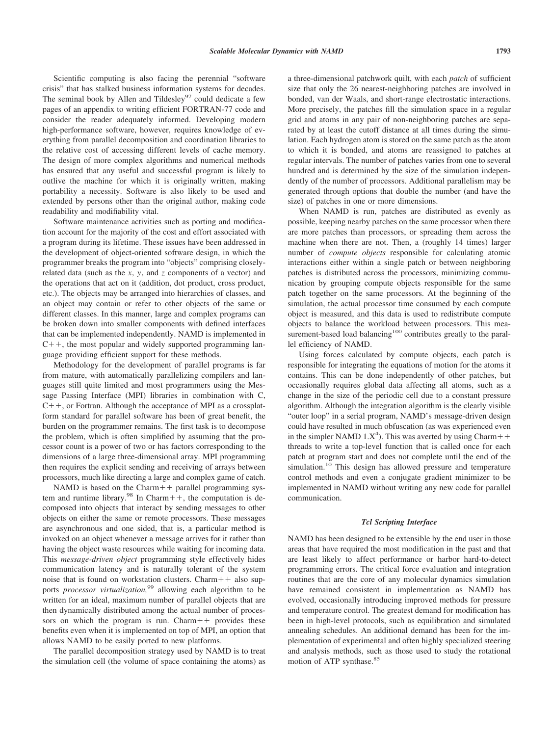Scientific computing is also facing the perennial "software crisis" that has stalked business information systems for decades. The seminal book by Allen and Tildesley[97] could dedicate a few pages of an appendix to writing efficient FORTRAN-77 code and consider the reader adequately informed. Developing modern high-performance software, however, requires knowledge of everything from parallel decomposition and coordination libraries to the relative cost of accessing different levels of cache memory. The design of more complex algorithms and numerical methods has ensured that any useful and successful program is likely to outlive the machine for which it is originally written, making portability a necessity. Software is also likely to be used and extended by persons other than the original author, making code readability and modifiability vital.

Software maintenance activities such as porting and modification account for the majority of the cost and effort associated with a program during its lifetime. These issues have been addressed in the development of object-oriented software design, in which the programmer breaks the program into "objects" comprising closely-related data (such as the $x$, $y$, and $z$ components of a vector) and the operations that act on it (addition, dot product, cross product, etc.). The objects may be arranged into hierarchies of classes, and an object may contain or refer to other objects of the same or different classes. In this manner, large and complex programs can be broken down into smaller components with defined interfaces that can be implemented independently. NAMD is implemented in C++, the most popular and widely supported programming language providing efficient support for these methods.

Methodology for the development of parallel programs is far from mature, with automatically parallelizing compilers and languages still quite limited and most programmers using the Message Passing Interface (MPI) libraries in combination with C, C++, or Fortran. Although the acceptance of MPI as a crossplatform standard for parallel software has been of great benefit, the burden on the programmer remains. The first task is to decompose the problem, which is often simplified by assuming that the processor count is a power of two or has factors corresponding to the dimensions of a large three-dimensional array. MPI programming then requires the explicit sending and receiving of arrays between processors, much like directing a large and complex game of catch.

NAMD is based on the Charm++ parallel programming system and runtime library.[98] In Charm++, the computation is decomposed into objects that interact by sending messages to other objects on either the same or remote processors. These messages are asynchronous and one sided, that is, a particular method is invoked on an object whenever a message arrives for it rather than having the object waste resources while waiting for incoming data. This *message-driven object* programming style effectively hides communication latency and is naturally tolerant of the system noise that is found on workstation clusters. Charm++ also supports *processor virtualization,*[99] allowing each algorithm to be written for an ideal, maximum number of parallel objects that are then dynamically distributed among the actual number of processors on which the program is run. Charm++ provides these benefits even when it is implemented on top of MPI, an option that allows NAMD to be easily ported to new platforms.

The parallel decomposition strategy used by NAMD is to treat the simulation cell (the volume of space containing the atoms) as a three-dimensional patchwork quilt, with each *patch* of sufficient size that only the 26 nearest-neighboring patches are involved in bonded, van der Waals, and short-range electrostatic interactions. More precisely, the patches fill the simulation space in a regular grid and atoms in any pair of non-neighboring patches are separated by at least the cutoff distance at all times during the simulation. Each hydrogen atom is stored on the same patch as the atom to which it is bonded, and atoms are reassigned to patches at regular intervals. The number of patches varies from one to several hundred and is determined by the size of the simulation independently of the number of processors. Additional parallelism may be generated through options that double the number (and have the size) of patches in one or more dimensions.

When NAMD is run, patches are distributed as evenly as possible, keeping nearby patches on the same processor when there are more patches than processors, or spreading them across the machine when there are not. Then, a (roughly 14 times) larger number of *compute objects* responsible for calculating atomic interactions either within a single patch or between neighboring patches is distributed across the processors, minimizing communication by grouping compute objects responsible for the same patch together on the same processors. At the beginning of the simulation, the actual processor time consumed by each compute object is measured, and this data is used to redistribute compute objects to balance the workload between processors. This measurement-based load balancing[100] contributes greatly to the parallel efficiency of NAMD.

Using forces calculated by compute objects, each patch is responsible for integrating the equations of motion for the atoms it contains. This can be done independently of other patches, but occasionally requires global data affecting all atoms, such as a change in the size of the periodic cell due to a constant pressure algorithm. Although the integration algorithm is the clearly visible "outer loop" in a serial program, NAMD's message-driven design could have resulted in much obfuscation (as was experienced even in the simpler NAMD 1.X[4]). This was averted by using Charm++ threads to write a top-level function that is called once for each patch at program start and does not complete until the end of the simulation.[10] This design has allowed pressure and temperature control methods and even a conjugate gradient minimizer to be implemented in NAMD without writing any new code for parallel communication.

### *Tcl Scripting Interface*

NAMD has been designed to be extensible by the end user in those areas that have required the most modification in the past and that are least likely to affect performance or harbor hard-to-detect programming errors. The critical force evaluation and integration routines that are the core of any molecular dynamics simulation have remained consistent in implementation as NAMD has evolved, occasionally introducing improved methods for pressure and temperature control. The greatest demand for modification has been in high-level protocols, such as equilibration and simulated annealing schedules. An additional demand has been for the implementation of experimental and often highly specialized steering and analysis methods, such as those used to study the rotational motion of ATP synthase.[85]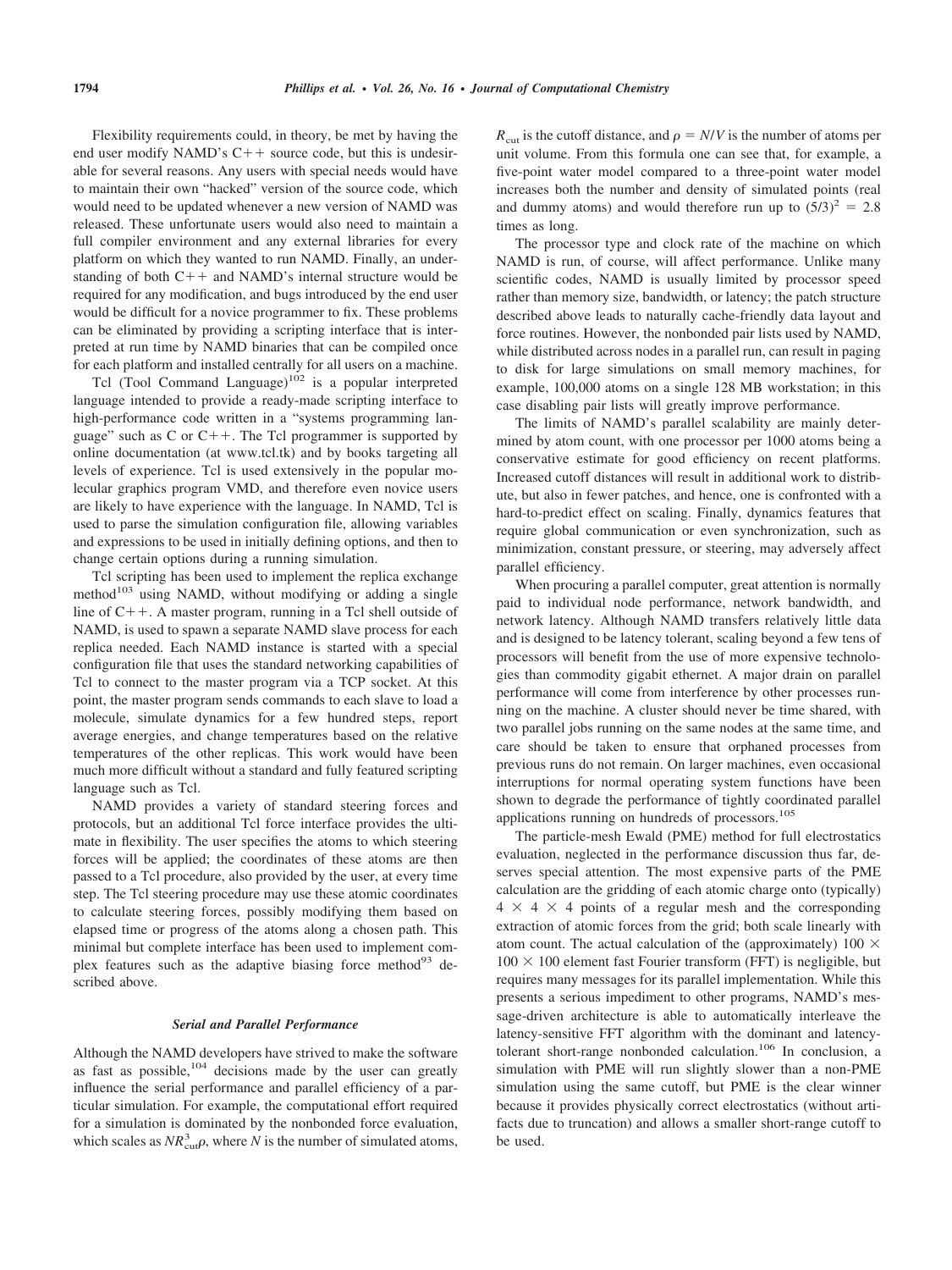Flexibility requirements could, in theory, be met by having the end user modify NAMD's C++ source code, but this is undesirable for several reasons. Any users with special needs would have to maintain their own "hacked" version of the source code, which would need to be updated whenever a new version of NAMD was released. These unfortunate users would also need to maintain a full compiler environment and any external libraries for every platform on which they wanted to run NAMD. Finally, an understanding of both C++ and NAMD's internal structure would be required for any modification, and bugs introduced by the end user would be difficult for a novice programmer to fix. These problems can be eliminated by providing a scripting interface that is interpreted at run time by NAMD binaries that can be compiled once for each platform and installed centrally for all users on a machine.

Tcl (Tool Command Language)[102] is a popular interpreted language intended to provide a ready-made scripting interface to high-performance code written in a "systems programming language" such as C or C++. The Tcl programmer is supported by online documentation (at www.tcl.tk) and by books targeting all levels of experience. Tcl is used extensively in the popular molecular graphics program VMD, and therefore even novice users are likely to have experience with the language. In NAMD, Tcl is used to parse the simulation configuration file, allowing variables and expressions to be used in initially defining options, and then to change certain options during a running simulation.

Tcl scripting has been used to implement the replica exchange method[103] using NAMD, without modifying or adding a single line of C++. A master program, running in a Tcl shell outside of NAMD, is used to spawn a separate NAMD slave process for each replica needed. Each NAMD instance is started with a special configuration file that uses the standard networking capabilities of Tcl to connect to the master program via a TCP socket. At this point, the master program sends commands to each slave to load a molecule, simulate dynamics for a few hundred steps, report average energies, and change temperatures based on the relative temperatures of the other replicas. This work would have been much more difficult without a standard and fully featured scripting language such as Tcl.

NAMD provides a variety of standard steering forces and protocols, but an additional Tcl force interface provides the ultimate in flexibility. The user specifies the atoms to which steering forces will be applied; the coordinates of these atoms are then passed to a Tcl procedure, also provided by the user, at every time step. The Tcl steering procedure may use these atomic coordinates to calculate steering forces, possibly modifying them based on elapsed time or progress of the atoms along a chosen path. This minimal but complete interface has been used to implement complex features such as the adaptive biasing force method[93] described above.

### *Serial and Parallel Performance*

Although the NAMD developers have strived to make the software as fast as possible,[104] decisions made by the user can greatly influence the serial performance and parallel efficiency of a particular simulation. For example, the computational effort required for a simulation is dominated by the nonbonded force evaluation, which scales as $NR_{\text{cut}}^3\rho$, where $N$ is the number of simulated atoms, $R_{\text{cut}}$ is the cutoff distance, and $\rho = N/V$ is the number of atoms per unit volume. From this formula one can see that, for example, a five-point water model compared to a three-point water model increases both the number and density of simulated points (real and dummy atoms) and would therefore run up to $(5/3)^2 = 2.8$ times as long.

The processor type and clock rate of the machine on which NAMD is run, of course, will affect performance. Unlike many scientific codes, NAMD is usually limited by processor speed rather than memory size, bandwidth, or latency; the patch structure described above leads to naturally cache-friendly data layout and force routines. However, the nonbonded pair lists used by NAMD, while distributed across nodes in a parallel run, can result in paging to disk for large simulations on small memory machines, for example, 100,000 atoms on a single 128 MB workstation; in this case disabling pair lists will greatly improve performance.

The limits of NAMD's parallel scalability are mainly determined by atom count, with one processor per 1000 atoms being a conservative estimate for good efficiency on recent platforms. Increased cutoff distances will result in additional work to distribute, but also in fewer patches, and hence, one is confronted with a hard-to-predict effect on scaling. Finally, dynamics features that require global communication or even synchronization, such as minimization, constant pressure, or steering, may adversely affect parallel efficiency.

When procuring a parallel computer, great attention is normally paid to individual node performance, network bandwidth, and network latency. Although NAMD transfers relatively little data and is designed to be latency tolerant, scaling beyond a few tens of processors will benefit from the use of more expensive technologies than commodity gigabit ethernet. A major drain on parallel performance will come from interference by other processes running on the machine. A cluster should never be time shared, with two parallel jobs running on the same nodes at the same time, and care should be taken to ensure that orphaned processes from previous runs do not remain. On larger machines, even occasional interruptions for normal operating system functions have been shown to degrade the performance of tightly coordinated parallel applications running on hundreds of processors.[105]

The particle-mesh Ewald (PME) method for full electrostatics evaluation, neglected in the performance discussion thus far, deserves special attention. The most expensive parts of the PME calculation are the gridding of each atomic charge onto (typically) $4 \times 4 \times 4$ points of a regular mesh and the corresponding extraction of atomic forces from the grid; both scale linearly with atom count. The actual calculation of the (approximately) $100 \times 100 \times 100$ element fast Fourier transform (FFT) is negligible, but requires many messages for its parallel implementation. While this presents a serious impediment to other programs, NAMD's message-driven architecture is able to automatically interleave the latency-sensitive FFT algorithm with the dominant and latency-tolerant short-range nonbonded calculation.[106] In conclusion, a simulation with PME will run slightly slower than a non-PME simulation using the same cutoff, but PME is the clear winner because it provides physically correct electrostatics (without artifacts due to truncation) and allows a smaller short-range cutoff to be used.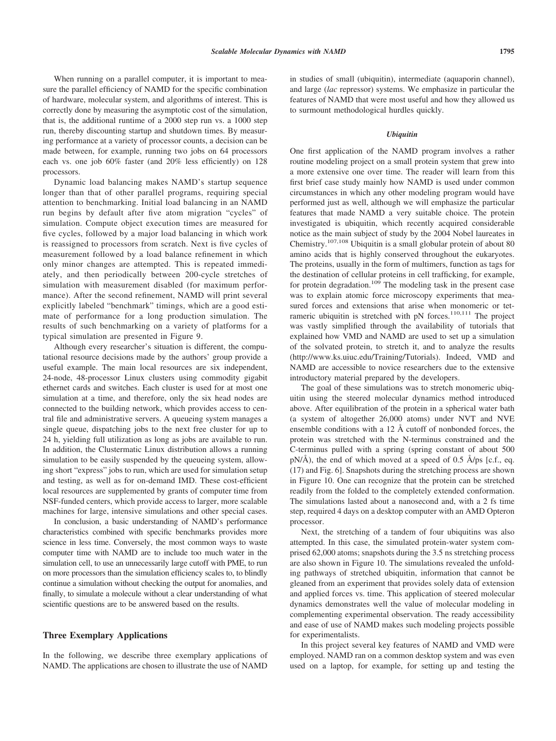When running on a parallel computer, it is important to measure the parallel efficiency of NAMD for the specific combination of hardware, molecular system, and algorithms of interest. This is correctly done by measuring the asymptotic cost of the simulation, that is, the additional runtime of a 2000 step run vs. a 1000 step run, thereby discounting startup and shutdown times. By measuring performance at a variety of processor counts, a decision can be made between, for example, running two jobs on 64 processors each vs. one job 60% faster (and 20% less efficiently) on 128 processors.

Dynamic load balancing makes NAMD's startup sequence longer than that of other parallel programs, requiring special attention to benchmarking. Initial load balancing in an NAMD run begins by default after five atom migration "cycles" of simulation. Compute object execution times are measured for five cycles, followed by a major load balancing in which work is reassigned to processors from scratch. Next is five cycles of measurement followed by a load balance refinement in which only minor changes are attempted. This is repeated immediately, and then periodically between 200-cycle stretches of simulation with measurement disabled (for maximum performance). After the second refinement, NAMD will print several explicitly labeled "benchmark" timings, which are a good estimate of performance for a long production simulation. The results of such benchmarking on a variety of platforms for a typical simulation are presented in Figure 9.

Although every researcher's situation is different, the computational resource decisions made by the authors' group provide a useful example. The main local resources are six independent, 24-node, 48-processor Linux clusters using commodity gigabit ethernet cards and switches. Each cluster is used for at most one simulation at a time, and therefore, only the six head nodes are connected to the building network, which provides access to central file and administrative servers. A queueing system manages a single queue, dispatching jobs to the next free cluster for up to 24 h, yielding full utilization as long as jobs are available to run. In addition, the Clustermatic Linux distribution allows a running simulation to be easily suspended by the queueing system, allowing short "express" jobs to run, which are used for simulation setup and testing, as well as for on-demand IMD. These cost-efficient local resources are supplemented by grants of computer time from NSF-funded centers, which provide access to larger, more scalable machines for large, intensive simulations and other special cases.

In conclusion, a basic understanding of NAMD's performance characteristics combined with specific benchmarks provides more science in less time. Conversely, the most common ways to waste computer time with NAMD are to include too much water in the simulation cell, to use an unnecessarily large cutoff with PME, to run on more processors than the simulation efficiency scales to, to blindly continue a simulation without checking the output for anomalies, and finally, to simulate a molecule without a clear understanding of what scientific questions are to be answered based on the results.

## Three Exemplary Applications

In the following, we describe three exemplary applications of NAMD. The applications are chosen to illustrate the use of NAMD in studies of small (ubiquitin), intermediate (aquaporin channel), and large (*lac* repressor) systems. We emphasize in particular the features of NAMD that were most useful and how they allowed us to surmount methodological hurdles quickly.

### *Ubiquitin*

One first application of the NAMD program involves a rather routine modeling project on a small protein system that grew into a more extensive one over time. The reader will learn from this first brief case study mainly how NAMD is used under common circumstances in which any other modeling program would have performed just as well, although we will emphasize the particular features that made NAMD a very suitable choice. The protein investigated is ubiquitin, which recently acquired considerable notice as the main subject of study by the 2004 Nobel laureates in Chemistry.[107,108] Ubiquitin is a small globular protein of about 80 amino acids that is highly conserved throughout the eukaryotes. The proteins, usually in the form of multimers, function as tags for the destination of cellular proteins in cell trafficking, for example, for protein degradation.[109] The modeling task in the present case was to explain atomic force microscopy experiments that measured forces and extensions that arise when monomeric or tetrameric ubiquitin is stretched with pN forces.[110,111] The project was vastly simplified through the availability of tutorials that explained how VMD and NAMD are used to set up a simulation of the solvated protein, to stretch it, and to analyze the results (http://www.ks.uiuc.edu/Training/Tutorials). Indeed, VMD and NAMD are accessible to novice researchers due to the extensive introductory material prepared by the developers.

The goal of these simulations was to stretch monomeric ubiquitin using the steered molecular dynamics method introduced above. After equilibration of the protein in a spherical water bath (a system of altogether 26,000 atoms) under NVT and NVE ensemble conditions with a 12 Å cutoff of nonbonded forces, the protein was stretched with the N-terminus constrained and the C-terminus pulled with a spring (spring constant of about 500 pN/Å), the end of which moved at a speed of 0.5 Å/ps [c.f., eq. (17) and Fig. 6]. Snapshots during the stretching process are shown in Figure 10. One can recognize that the protein can be stretched readily from the folded to the completely extended conformation. The simulations lasted about a nanosecond and, with a 2 fs time step, required 4 days on a desktop computer with an AMD Opteron processor.

Next, the stretching of a tandem of four ubiquitins was also attempted. In this case, the simulated protein-water system comprised 62,000 atoms; snapshots during the 3.5 ns stretching process are also shown in Figure 10. The simulations revealed the unfolding pathways of stretched ubiquitin, information that cannot be gleaned from an experiment that provides solely data of extension and applied forces vs. time. This application of steered molecular dynamics demonstrates well the value of molecular modeling in complementing experimental observation. The ready accessibility and ease of use of NAMD makes such modeling projects possible for experimentalists.

In this project several key features of NAMD and VMD were employed. NAMD ran on a common desktop system and was even used on a laptop, for example, for setting up and testing the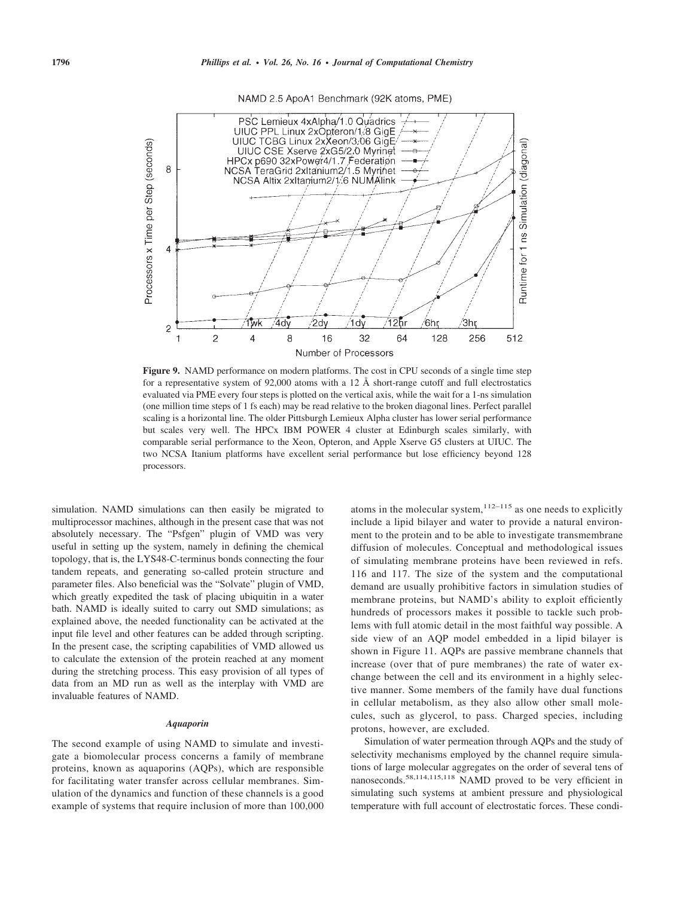NAMD 2.5 ApoA1 Benchmark (92K atoms, PME)

PSC Lemieux 4xAlpha/1.0 Quadrics
UIUC PPL Linux 2xOpteron/1.8 GigE
UIUC TCBG Linux 2xXeon/3.06 GigE
UIUC CSE Xserve 2xG5/2.0 Myrinet
HPCx p690 32xPower4/1.7 Federation
NCSA TeraGrid 2xItanium2/1.5 Myrinet
NCSA Altix 2xItanium2/1.6 NUMAlink

Processors x Time per Step (seconds)

8

4

2

1wk 4dy 2dy 1dy 12hr 6hr 3hr

1 2 4 8 16 32 64 128 256 512

Number of Processors

Runtime for 1 ns Simulation (diagonal)

**Figure 9.** NAMD performance on modern platforms. The cost in CPU seconds of a single time step for a representative system of 92,000 atoms with a 12 Å short-range cutoff and full electrostatics evaluated via PME every four steps is plotted on the vertical axis, while the wait for a 1-ns simulation (one million time steps of 1 fs each) may be read relative to the broken diagonal lines. Perfect parallel scaling is a horizontal line. The older Pittsburgh Lemieux Alpha cluster has lower serial performance but scales very well. The HPCx IBM POWER 4 cluster at Edinburgh scales similarly, with comparable serial performance to the Xeon, Opteron, and Apple Xserve G5 clusters at UIUC. The two NCSA Itanium platforms have excellent serial performance but lose efficiency beyond 128 processors.

simulation. NAMD simulations can then easily be migrated to multiprocessor machines, although in the present case that was not absolutely necessary. The "Psfgen" plugin of VMD was very useful in setting up the system, namely in defining the chemical topology, that is, the LYS48-C-terminus bonds connecting the four tandem repeats, and generating so-called protein structure and parameter files. Also beneficial was the "Solvate" plugin of VMD, which greatly expedited the task of placing ubiquitin in a water bath. NAMD is ideally suited to carry out SMD simulations; as explained above, the needed functionality can be activated at the input file level and other features can be added through scripting. In the present case, the scripting capabilities of VMD allowed us to calculate the extension of the protein reached at any moment during the stretching process. This easy provision of all types of data from an MD run as well as the interplay with VMD are invaluable features of NAMD.

#### *Aquaporin*

The second example of using NAMD to simulate and investigate a biomolecular process concerns a family of membrane proteins, known as aquaporins (AQPs), which are responsible for facilitating water transfer across cellular membranes. Simulation of the dynamics and function of these channels is a good example of systems that require inclusion of more than 100,000 atoms in the molecular system,[112–115] as one needs to explicitly include a lipid bilayer and water to provide a natural environment to the protein and to be able to investigate transmembrane diffusion of molecules. Conceptual and methodological issues of simulating membrane proteins have been reviewed in refs. 116 and 117. The size of the system and the computational demand are usually prohibitive factors in simulation studies of membrane proteins, but NAMD's ability to exploit efficiently hundreds of processors makes it possible to tackle such problems with full atomic detail in the most faithful way possible. A side view of an AQP model embedded in a lipid bilayer is shown in Figure 11. AQPs are passive membrane channels that increase (over that of pure membranes) the rate of water exchange between the cell and its environment in a highly selective manner. Some members of the family have dual functions in cellular metabolism, as they also allow other small molecules, such as glycerol, to pass. Charged species, including protons, however, are excluded.

Simulation of water permeation through AQPs and the study of selectivity mechanisms employed by the channel require simulations of large molecular aggregates on the order of several tens of nanoseconds.[58,114,115,118] NAMD proved to be very efficient in simulating such systems at ambient pressure and physiological temperature with full account of electrostatic forces. These condi-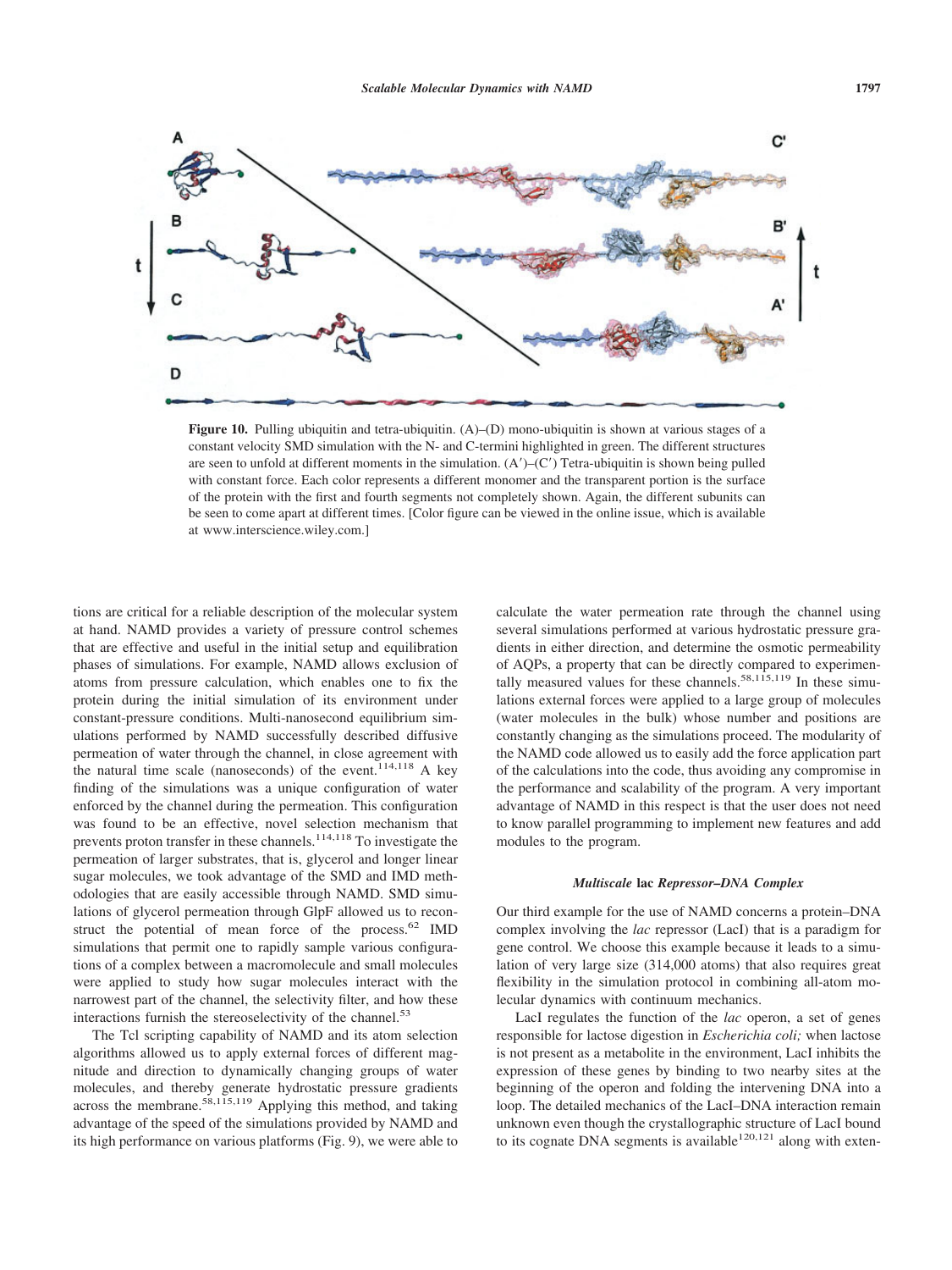A

C′

B

B′

t

t

C

A′

D

**Figure 10.** Pulling ubiquitin and tetra-ubiquitin. (A)–(D) mono-ubiquitin is shown at various stages of a constant velocity SMD simulation with the N- and C-termini highlighted in green. The different structures are seen to unfold at different moments in the simulation. (A′)–(C′) Tetra-ubiquitin is shown being pulled with constant force. Each color represents a different monomer and the transparent portion is the surface of the protein with the first and fourth segments not completely shown. Again, the different subunits can be seen to come apart at different times. [Color figure can be viewed in the online issue, which is available at www.interscience.wiley.com.]

tions are critical for a reliable description of the molecular system at hand. NAMD provides a variety of pressure control schemes that are effective and useful in the initial setup and equilibration phases of simulations. For example, NAMD allows exclusion of atoms from pressure calculation, which enables one to fix the protein during the initial simulation of its environment under constant-pressure conditions. Multi-nanosecond equilibrium simulations performed by NAMD successfully described diffusive permeation of water through the channel, in close agreement with the natural time scale (nanoseconds) of the event.[114,118] A key finding of the simulations was a unique configuration of water enforced by the channel during the permeation. This configuration was found to be an effective, novel selection mechanism that prevents proton transfer in these channels.[114,118] To investigate the permeation of larger substrates, that is, glycerol and longer linear sugar molecules, we took advantage of the SMD and IMD methodologies that are easily accessible through NAMD. SMD simulations of glycerol permeation through GlpF allowed us to reconstruct the potential of mean force of the process.[62] IMD simulations that permit one to rapidly sample various configurations of a complex between a macromolecule and small molecules were applied to study how sugar molecules interact with the narrowest part of the channel, the selectivity filter, and how these interactions furnish the stereoselectivity of the channel.[53]

The Tcl scripting capability of NAMD and its atom selection algorithms allowed us to apply external forces of different magnitude and direction to dynamically changing groups of water molecules, and thereby generate hydrostatic pressure gradients across the membrane.[58,115,119] Applying this method, and taking advantage of the speed of the simulations provided by NAMD and its high performance on various platforms (Fig. 9), we were able to calculate the water permeation rate through the channel using several simulations performed at various hydrostatic pressure gradients in either direction, and determine the osmotic permeability of AQPs, a property that can be directly compared to experimentally measured values for these channels.[58,115,119] In these simulations external forces were applied to a large group of molecules (water molecules in the bulk) whose number and positions are constantly changing as the simulations proceed. The modularity of the NAMD code allowed us to easily add the force application part of the calculations into the code, thus avoiding any compromise in the performance and scalability of the program. A very important advantage of NAMD in this respect is that the user does not need to know parallel programming to implement new features and add modules to the program.

### *Multiscale* lac *Repressor–DNA Complex*

Our third example for the use of NAMD concerns a protein–DNA complex involving the *lac* repressor (LacI) that is a paradigm for gene control. We choose this example because it leads to a simulation of very large size (314,000 atoms) that also requires great flexibility in the simulation protocol in combining all-atom molecular dynamics with continuum mechanics.

LacI regulates the function of the *lac* operon, a set of genes responsible for lactose digestion in *Escherichia coli;* when lactose is not present as a metabolite in the environment, LacI inhibits the expression of these genes by binding to two nearby sites at the beginning of the operon and folding the intervening DNA into a loop. The detailed mechanics of the LacI–DNA interaction remain unknown even though the crystallographic structure of LacI bound to its cognate DNA segments is available[120,121] along with exten-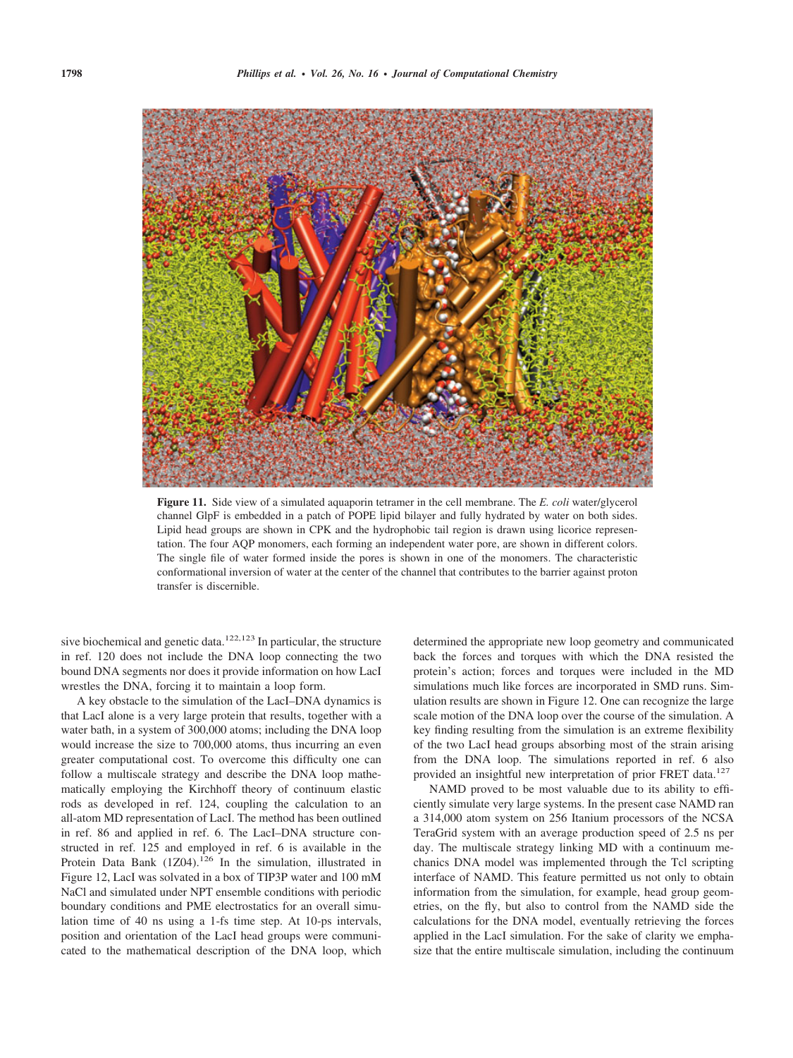**Figure 11.** Side view of a simulated aquaporin tetramer in the cell membrane. The *E. coli* water/glycerol channel GlpF is embedded in a patch of POPE lipid bilayer and fully hydrated by water on both sides. Lipid head groups are shown in CPK and the hydrophobic tail region is drawn using licorice representation. The four AQP monomers, each forming an independent water pore, are shown in different colors. The single file of water formed inside the pores is shown in one of the monomers. The characteristic conformational inversion of water at the center of the channel that contributes to the barrier against proton transfer is discernible.

sive biochemical and genetic data.[122,123] In particular, the structure in ref. 120 does not include the DNA loop connecting the two bound DNA segments nor does it provide information on how LacI wrestles the DNA, forcing it to maintain a loop form.

A key obstacle to the simulation of the LacI–DNA dynamics is that LacI alone is a very large protein that results, together with a water bath, in a system of 300,000 atoms; including the DNA loop would increase the size to 700,000 atoms, thus incurring an even greater computational cost. To overcome this difficulty one can follow a multiscale strategy and describe the DNA loop mathematically employing the Kirchhoff theory of continuum elastic rods as developed in ref. 124, coupling the calculation to an all-atom MD representation of LacI. The method has been outlined in ref. 86 and applied in ref. 6. The LacI–DNA structure constructed in ref. 125 and employed in ref. 6 is available in the Protein Data Bank (1Z04).[126] In the simulation, illustrated in Figure 12, LacI was solvated in a box of TIP3P water and 100 mM NaCl and simulated under NPT ensemble conditions with periodic boundary conditions and PME electrostatics for an overall simulation time of 40 ns using a 1-fs time step. At 10-ps intervals, position and orientation of the LacI head groups were communicated to the mathematical description of the DNA loop, which determined the appropriate new loop geometry and communicated back the forces and torques with which the DNA resisted the protein's action; forces and torques were included in the MD simulations much like forces are incorporated in SMD runs. Simulation results are shown in Figure 12. One can recognize the large scale motion of the DNA loop over the course of the simulation. A key finding resulting from the simulation is an extreme flexibility of the two LacI head groups absorbing most of the strain arising from the DNA loop. The simulations reported in ref. 6 also provided an insightful new interpretation of prior FRET data.[127]

NAMD proved to be most valuable due to its ability to efficiently simulate very large systems. In the present case NAMD ran a 314,000 atom system on 256 Itanium processors of the NCSA TeraGrid system with an average production speed of 2.5 ns per day. The multiscale strategy linking MD with a continuum mechanics DNA model was implemented through the Tcl scripting interface of NAMD. This feature permitted us not only to obtain information from the simulation, for example, head group geometries, on the fly, but also to control from the NAMD side the calculations for the DNA model, eventually retrieving the forces applied in the LacI simulation. For the sake of clarity we emphasize that the entire multiscale simulation, including the continuum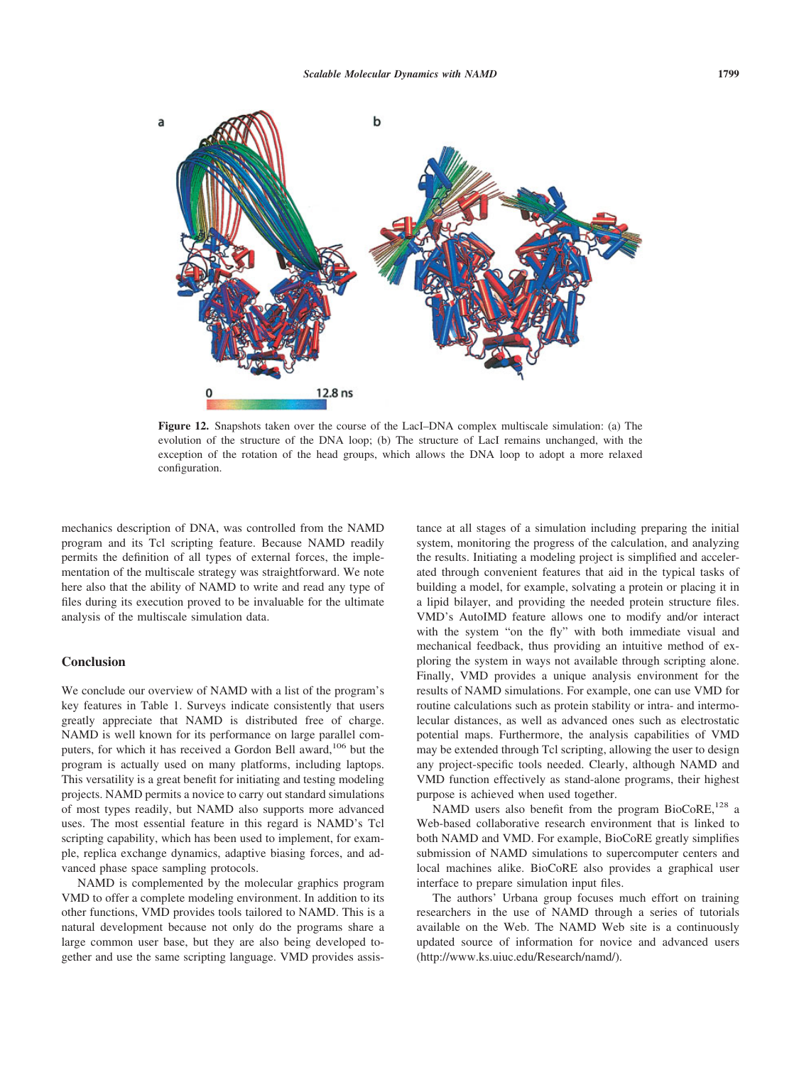a

b

0

12.8 ns

**Figure 12.** Snapshots taken over the course of the LacI–DNA complex multiscale simulation: (a) The evolution of the structure of the DNA loop; (b) The structure of LacI remains unchanged, with the exception of the rotation of the head groups, which allows the DNA loop to adopt a more relaxed configuration.

mechanics description of DNA, was controlled from the NAMD program and its Tcl scripting feature. Because NAMD readily permits the definition of all types of external forces, the implementation of the multiscale strategy was straightforward. We note here also that the ability of NAMD to write and read any type of files during its execution proved to be invaluable for the ultimate analysis of the multiscale simulation data.

## Conclusion

We conclude our overview of NAMD with a list of the program's key features in Table 1. Surveys indicate consistently that users greatly appreciate that NAMD is distributed free of charge. NAMD is well known for its performance on large parallel computers, for which it has received a Gordon Bell award,[106] but the program is actually used on many platforms, including laptops. This versatility is a great benefit for initiating and testing modeling projects. NAMD permits a novice to carry out standard simulations of most types readily, but NAMD also supports more advanced uses. The most essential feature in this regard is NAMD's Tcl scripting capability, which has been used to implement, for example, replica exchange dynamics, adaptive biasing forces, and advanced phase space sampling protocols.

NAMD is complemented by the molecular graphics program VMD to offer a complete modeling environment. In addition to its other functions, VMD provides tools tailored to NAMD. This is a natural development because not only do the programs share a large common user base, but they are also being developed together and use the same scripting language. VMD provides assistance at all stages of a simulation including preparing the initial system, monitoring the progress of the calculation, and analyzing the results. Initiating a modeling project is simplified and accelerated through convenient features that aid in the typical tasks of building a model, for example, solvating a protein or placing it in a lipid bilayer, and providing the needed protein structure files. VMD's AutoIMD feature allows one to modify and/or interact with the system "on the fly" with both immediate visual and mechanical feedback, thus providing an intuitive method of exploring the system in ways not available through scripting alone. Finally, VMD provides a unique analysis environment for the results of NAMD simulations. For example, one can use VMD for routine calculations such as protein stability or intra- and intermolecular distances, as well as advanced ones such as electrostatic potential maps. Furthermore, the analysis capabilities of VMD may be extended through Tcl scripting, allowing the user to design any project-specific tools needed. Clearly, although NAMD and VMD function effectively as stand-alone programs, their highest purpose is achieved when used together.

NAMD users also benefit from the program BioCoRE,[128] a Web-based collaborative research environment that is linked to both NAMD and VMD. For example, BioCoRE greatly simplifies submission of NAMD simulations to supercomputer centers and local machines alike. BioCoRE also provides a graphical user interface to prepare simulation input files.

The authors' Urbana group focuses much effort on training researchers in the use of NAMD through a series of tutorials available on the Web. The NAMD Web site is a continuously updated source of information for novice and advanced users (http://www.ks.uiuc.edu/Research/namd/).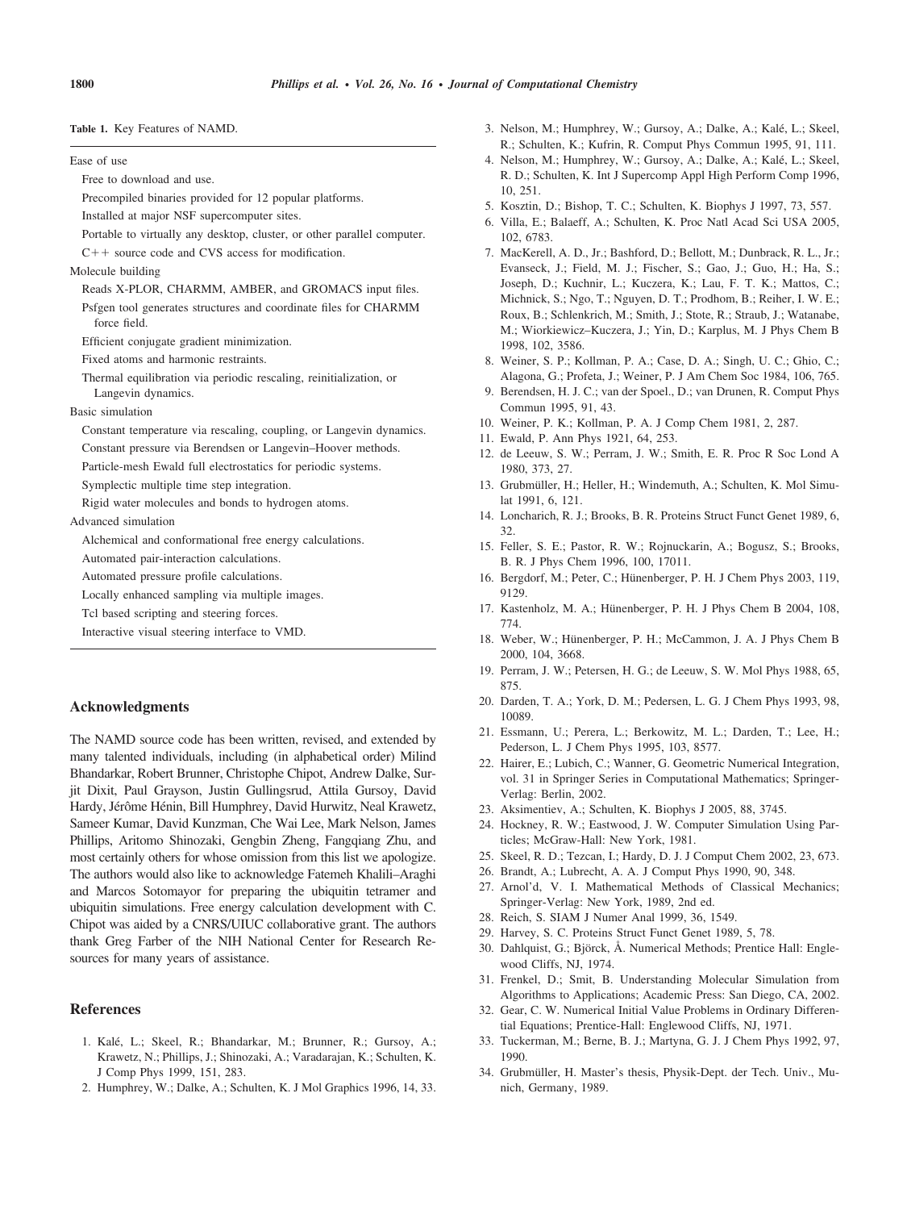**Table 1.** Key Features of NAMD.

| |
|---|
| Ease of use |
| Free to download and use. |
| Precompiled binaries provided for 12 popular platforms. |
| Installed at major NSF supercomputer sites. |
| Portable to virtually any desktop, cluster, or other parallel computer. |
| C++ source code and CVS access for modification. |
| Molecule building |
| Reads X-PLOR, CHARMM, AMBER, and GROMACS input files. |
| Psfgen tool generates structures and coordinate files for CHARMM force field. |
| Efficient conjugate gradient minimization. |
| Fixed atoms and harmonic restraints. |
| Thermal equilibration via periodic rescaling, reinitialization, or Langevin dynamics. |
| Basic simulation |
| Constant temperature via rescaling, coupling, or Langevin dynamics. |
| Constant pressure via Berendsen or Langevin–Hoover methods. |
| Particle-mesh Ewald full electrostatics for periodic systems. |
| Symplectic multiple time step integration. |
| Rigid water molecules and bonds to hydrogen atoms. |
| Advanced simulation |
| Alchemical and conformational free energy calculations. |
| Automated pair-interaction calculations. |
| Automated pressure profile calculations. |
| Locally enhanced sampling via multiple images. |
| Tcl based scripting and steering forces. |
| Interactive visual steering interface to VMD. |

## Acknowledgments

The NAMD source code has been written, revised, and extended by many talented individuals, including (in alphabetical order) Milind Bhandarkar, Robert Brunner, Christophe Chipot, Andrew Dalke, Surjit Dixit, Paul Grayson, Justin Gullingsrud, Attila Gursoy, David Hardy, Jérôme Hénin, Bill Humphrey, David Hurwitz, Neal Krawetz, Sameer Kumar, David Kunzman, Che Wai Lee, Mark Nelson, James Phillips, Aritomo Shinozaki, Gengbin Zheng, Fangqiang Zhu, and most certainly others for whose omission from this list we apologize. The authors would also like to acknowledge Fatemeh Khalili–Araghi and Marcos Sotomayor for preparing the ubiquitin tetramer and ubiquitin simulations. Free energy calculation development with C. Chipot was aided by a CNRS/UIUC collaborative grant. The authors thank Greg Farber of the NIH National Center for Research Resources for many years of assistance.

## References

1. Kalé, L.; Skeel, R.; Bhandarkar, M.; Brunner, R.; Gursoy, A.; Krawetz, N.; Phillips, J.; Shinozaki, A.; Varadarajan, K.; Schulten, K. J Comp Phys 1999, 151, 283.
2. Humphrey, W.; Dalke, A.; Schulten, K. J Mol Graphics 1996, 14, 33.
3. Nelson, M.; Humphrey, W.; Gursoy, A.; Dalke, A.; Kalé, L.; Skeel, R.; Schulten, K.; Kufrin, R. Comput Phys Commun 1995, 91, 111.
4. Nelson, M.; Humphrey, W.; Gursoy, A.; Dalke, A.; Kalé, L.; Skeel, R. D.; Schulten, K. Int J Supercomp Appl High Perform Comp 1996, 10, 251.
5. Kosztin, D.; Bishop, T. C.; Schulten, K. Biophys J 1997, 73, 557.
6. Villa, E.; Balaeff, A.; Schulten, K. Proc Natl Acad Sci USA 2005, 102, 6783.
7. MacKerell, A. D., Jr.; Bashford, D.; Bellott, M.; Dunbrack, R. L., Jr.; Evanseck, J.; Field, M. J.; Fischer, S.; Gao, J.; Guo, H.; Ha, S.; Joseph, D.; Kuchnir, L.; Kuczera, K.; Lau, F. T. K.; Mattos, C.; Michnick, S.; Ngo, T.; Nguyen, D. T.; Prodhom, B.; Reiher, I. W. E.; Roux, B.; Schlenkrich, M.; Smith, J.; Stote, R.; Straub, J.; Watanabe, M.; Wiorkiewicz–Kuczera, J.; Yin, D.; Karplus, M. J Phys Chem B 1998, 102, 3586.
8. Weiner, S. P.; Kollman, P. A.; Case, D. A.; Singh, U. C.; Ghio, C.; Alagona, G.; Profeta, J.; Weiner, P. J Am Chem Soc 1984, 106, 765.
9. Berendsen, H. J. C.; van der Spoel., D.; van Drunen, R. Comput Phys Commun 1995, 91, 43.
10. Weiner, P. K.; Kollman, P. A. J Comp Chem 1981, 2, 287.
11. Ewald, P. Ann Phys 1921, 64, 253.
12. de Leeuw, S. W.; Perram, J. W.; Smith, E. R. Proc R Soc Lond A 1980, 373, 27.
13. Grubmüller, H.; Heller, H.; Windemuth, A.; Schulten, K. Mol Simulat 1991, 6, 121.
14. Loncharich, R. J.; Brooks, B. R. Proteins Struct Funct Genet 1989, 6, 32.
15. Feller, S. E.; Pastor, R. W.; Rojnuckarin, A.; Bogusz, S.; Brooks, B. R. J Phys Chem 1996, 100, 17011.
16. Bergdorf, M.; Peter, C.; Hünenberger, P. H. J Chem Phys 2003, 119, 9129.
17. Kastenholz, M. A.; Hünenberger, P. H. J Phys Chem B 2004, 108, 774.
18. Weber, W.; Hünenberger, P. H.; McCammon, J. A. J Phys Chem B 2000, 104, 3668.
19. Perram, J. W.; Petersen, H. G.; de Leeuw, S. W. Mol Phys 1988, 65, 875.
20. Darden, T. A.; York, D. M.; Pedersen, L. G. J Chem Phys 1993, 98, 10089.
21. Essmann, U.; Perera, L.; Berkowitz, M. L.; Darden, T.; Lee, H.; Pederson, L. J Chem Phys 1995, 103, 8577.
22. Hairer, E.; Lubich, C.; Wanner, G. Geometric Numerical Integration, vol. 31 in Springer Series in Computational Mathematics; Springer-Verlag: Berlin, 2002.
23. Aksimentiev, A.; Schulten, K. Biophys J 2005, 88, 3745.
24. Hockney, R. W.; Eastwood, J. W. Computer Simulation Using Particles; McGraw-Hall: New York, 1981.
25. Skeel, R. D.; Tezcan, I.; Hardy, D. J. J Comput Chem 2002, 23, 673.
26. Brandt, A.; Lubrecht, A. A. J Comput Phys 1990, 90, 348.
27. Arnol'd, V. I. Mathematical Methods of Classical Mechanics; Springer-Verlag: New York, 1989, 2nd ed.
28. Reich, S. SIAM J Numer Anal 1999, 36, 1549.
29. Harvey, S. C. Proteins Struct Funct Genet 1989, 5, 78.
30. Dahlquist, G.; Björck, Å. Numerical Methods; Prentice Hall: Englewood Cliffs, NJ, 1974.
31. Frenkel, D.; Smit, B. Understanding Molecular Simulation from Algorithms to Applications; Academic Press: San Diego, CA, 2002.
32. Gear, C. W. Numerical Initial Value Problems in Ordinary Differential Equations; Prentice-Hall: Englewood Cliffs, NJ, 1971.
33. Tuckerman, M.; Berne, B. J.; Martyna, G. J. J Chem Phys 1992, 97, 1990.
34. Grubmüller, H. Master's thesis, Physik-Dept. der Tech. Univ., Munich, Germany, 1989.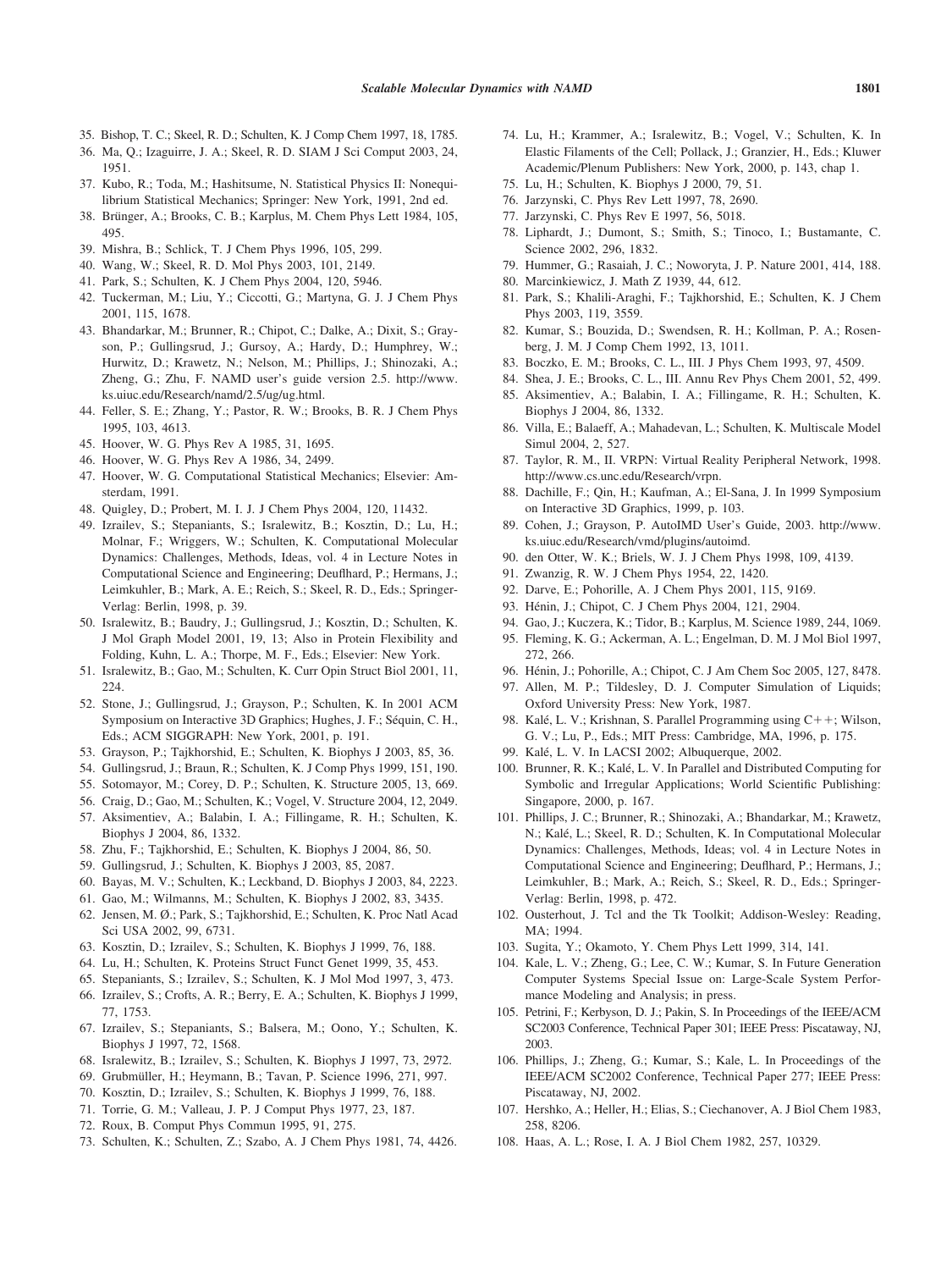35. Bishop, T. C.; Skeel, R. D.; Schulten, K. J Comp Chem 1997, 18, 1785.
36. Ma, Q.; Izaguirre, J. A.; Skeel, R. D. SIAM J Sci Comput 2003, 24, 1951.
37. Kubo, R.; Toda, M.; Hashitsume, N. Statistical Physics II: Nonequilibrium Statistical Mechanics; Springer: New York, 1991, 2nd ed.
38. Brünger, A.; Brooks, C. B.; Karplus, M. Chem Phys Lett 1984, 105, 495.
39. Mishra, B.; Schlick, T. J Chem Phys 1996, 105, 299.
40. Wang, W.; Skeel, R. D. Mol Phys 2003, 101, 2149.
41. Park, S.; Schulten, K. J Chem Phys 2004, 120, 5946.
42. Tuckerman, M.; Liu, Y.; Ciccotti, G.; Martyna, G. J. J Chem Phys 2001, 115, 1678.
43. Bhandarkar, M.; Brunner, R.; Chipot, C.; Dalke, A.; Dixit, S.; Grayson, P.; Gullingsrud, J.; Gursoy, A.; Hardy, D.; Humphrey, W.; Hurwitz, D.; Krawetz, N.; Nelson, M.; Phillips, J.; Shinozaki, A.; Zheng, G.; Zhu, F. NAMD user's guide version 2.5. http://www.ks.uiuc.edu/Research/namd/2.5/ug/ug.html.
44. Feller, S. E.; Zhang, Y.; Pastor, R. W.; Brooks, B. R. J Chem Phys 1995, 103, 4613.
45. Hoover, W. G. Phys Rev A 1985, 31, 1695.
46. Hoover, W. G. Phys Rev A 1986, 34, 2499.
47. Hoover, W. G. Computational Statistical Mechanics; Elsevier: Amsterdam, 1991.
48. Quigley, D.; Probert, M. I. J. J Chem Phys 2004, 120, 11432.
49. Izrailev, S.; Stepaniants, S.; Isralewitz, B.; Kosztin, D.; Lu, H.; Molnar, F.; Wriggers, W.; Schulten, K. Computational Molecular Dynamics: Challenges, Methods, Ideas, vol. 4 in Lecture Notes in Computational Science and Engineering; Deuflhard, P.; Hermans, J.; Leimkuhler, B.; Mark, A. E.; Reich, S.; Skeel, R. D., Eds.; Springer-Verlag: Berlin, 1998, p. 39.
50. Isralewitz, B.; Baudry, J.; Gullingsrud, J.; Kosztin, D.; Schulten, K. J Mol Graph Model 2001, 19, 13; Also in Protein Flexibility and Folding, Kuhn, L. A.; Thorpe, M. F., Eds.; Elsevier: New York.
51. Isralewitz, B.; Gao, M.; Schulten, K. Curr Opin Struct Biol 2001, 11, 224.
52. Stone, J.; Gullingsrud, J.; Grayson, P.; Schulten, K. In 2001 ACM Symposium on Interactive 3D Graphics; Hughes, J. F.; Séquin, C. H., Eds.; ACM SIGGRAPH: New York, 2001, p. 191.
53. Grayson, P.; Tajkhorshid, E.; Schulten, K. Biophys J 2003, 85, 36.
54. Gullingsrud, J.; Braun, R.; Schulten, K. J Comp Phys 1999, 151, 190.
55. Sotomayor, M.; Corey, D. P.; Schulten, K. Structure 2005, 13, 669.
56. Craig, D.; Gao, M.; Schulten, K.; Vogel, V. Structure 2004, 12, 2049.
57. Aksimentiev, A.; Balabin, I. A.; Fillingame, R. H.; Schulten, K. Biophys J 2004, 86, 1332.
58. Zhu, F.; Tajkhorshid, E.; Schulten, K. Biophys J 2004, 86, 50.
59. Gullingsrud, J.; Schulten, K. Biophys J 2003, 85, 2087.
60. Bayas, M. V.; Schulten, K.; Leckband, D. Biophys J 2003, 84, 2223.
61. Gao, M.; Wilmanns, M.; Schulten, K. Biophys J 2002, 83, 3435.
62. Jensen, M. Ø.; Park, S.; Tajkhorshid, E.; Schulten, K. Proc Natl Acad Sci USA 2002, 99, 6731.
63. Kosztin, D.; Izrailev, S.; Schulten, K. Biophys J 1999, 76, 188.
64. Lu, H.; Schulten, K. Proteins Struct Funct Genet 1999, 35, 453.
65. Stepaniants, S.; Izrailev, S.; Schulten, K. J Mol Mod 1997, 3, 473.
66. Izrailev, S.; Crofts, A. R.; Berry, E. A.; Schulten, K. Biophys J 1999, 77, 1753.
67. Izrailev, S.; Stepaniants, S.; Balsera, M.; Oono, Y.; Schulten, K. Biophys J 1997, 72, 1568.
68. Isralewitz, B.; Izrailev, S.; Schulten, K. Biophys J 1997, 73, 2972.
69. Grubmüller, H.; Heymann, B.; Tavan, P. Science 1996, 271, 997.
70. Kosztin, D.; Izrailev, S.; Schulten, K. Biophys J 1999, 76, 188.
71. Torrie, G. M.; Valleau, J. P. J Comput Phys 1977, 23, 187.
72. Roux, B. Comput Phys Commun 1995, 91, 275.
73. Schulten, K.; Schulten, Z.; Szabo, A. J Chem Phys 1981, 74, 4426.
74. Lu, H.; Krammer, A.; Isralewitz, B.; Vogel, V.; Schulten, K. In Elastic Filaments of the Cell; Pollack, J.; Granzier, H., Eds.; Kluwer Academic/Plenum Publishers: New York, 2000, p. 143, chap 1.
75. Lu, H.; Schulten, K. Biophys J 2000, 79, 51.
76. Jarzynski, C. Phys Rev Lett 1997, 78, 2690.
77. Jarzynski, C. Phys Rev E 1997, 56, 5018.
78. Liphardt, J.; Dumont, S.; Smith, S.; Tinoco, I.; Bustamante, C. Science 2002, 296, 1832.
79. Hummer, G.; Rasaiah, J. C.; Noworyta, J. P. Nature 2001, 414, 188.
80. Marcinkiewicz, J. Math Z 1939, 44, 612.
81. Park, S.; Khalili-Araghi, F.; Tajkhorshid, E.; Schulten, K. J Chem Phys 2003, 119, 3559.
82. Kumar, S.; Bouzida, D.; Swendsen, R. H.; Kollman, P. A.; Rosenberg, J. M. J Comp Chem 1992, 13, 1011.
83. Boczko, E. M.; Brooks, C. L., III. J Phys Chem 1993, 97, 4509.
84. Shea, J. E.; Brooks, C. L., III. Annu Rev Phys Chem 2001, 52, 499.
85. Aksimentiev, A.; Balabin, I. A.; Fillingame, R. H.; Schulten, K. Biophys J 2004, 86, 1332.
86. Villa, E.; Balaeff, A.; Mahadevan, L.; Schulten, K. Multiscale Model Simul 2004, 2, 527.
87. Taylor, R. M., II. VRPN: Virtual Reality Peripheral Network, 1998. http://www.cs.unc.edu/Research/vrpn.
88. Dachille, F.; Qin, H.; Kaufman, A.; El-Sana, J. In 1999 Symposium on Interactive 3D Graphics, 1999, p. 103.
89. Cohen, J.; Grayson, P. AutoIMD User's Guide, 2003. http://www.ks.uiuc.edu/Research/vmd/plugins/autoimd.
90. den Otter, W. K.; Briels, W. J. J Chem Phys 1998, 109, 4139.
91. Zwanzig, R. W. J Chem Phys 1954, 22, 1420.
92. Darve, E.; Pohorille, A. J Chem Phys 2001, 115, 9169.
93. Hénin, J.; Chipot, C. J Chem Phys 2004, 121, 2904.
94. Gao, J.; Kuczera, K.; Tidor, B.; Karplus, M. Science 1989, 244, 1069.
95. Fleming, K. G.; Ackerman, A. L.; Engelman, D. M. J Mol Biol 1997, 272, 266.
96. Hénin, J.; Pohorille, A.; Chipot, C. J Am Chem Soc 2005, 127, 8478.
97. Allen, M. P.; Tildesley, D. J. Computer Simulation of Liquids; Oxford University Press: New York, 1987.
98. Kalé, L. V.; Krishnan, S. Parallel Programming using C++; Wilson, G. V.; Lu, P., Eds.; MIT Press: Cambridge, MA, 1996, p. 175.
99. Kalé, L. V. In LACSI 2002; Albuquerque, 2002.
100. Brunner, R. K.; Kalé, L. V. In Parallel and Distributed Computing for Symbolic and Irregular Applications; World Scientific Publishing: Singapore, 2000, p. 167.
101. Phillips, J. C.; Brunner, R.; Shinozaki, A.; Bhandarkar, M.; Krawetz, N.; Kalé, L.; Skeel, R. D.; Schulten, K. In Computational Molecular Dynamics: Challenges, Methods, Ideas; vol. 4 in Lecture Notes in Computational Science and Engineering; Deuflhard, P.; Hermans, J.; Leimkuhler, B.; Mark, A.; Reich, S.; Skeel, R. D., Eds.; Springer-Verlag: Berlin, 1998, p. 472.
102. Ousterhout, J. Tcl and the Tk Toolkit; Addison-Wesley: Reading, MA; 1994.
103. Sugita, Y.; Okamoto, Y. Chem Phys Lett 1999, 314, 141.
104. Kale, L. V.; Zheng, G.; Lee, C. W.; Kumar, S. In Future Generation Computer Systems Special Issue on: Large-Scale System Performance Modeling and Analysis; in press.
105. Petrini, F.; Kerbyson, D. J.; Pakin, S. In Proceedings of the IEEE/ACM SC2003 Conference, Technical Paper 301; IEEE Press: Piscataway, NJ, 2003.
106. Phillips, J.; Zheng, G.; Kumar, S.; Kale, L. In Proceedings of the IEEE/ACM SC2002 Conference, Technical Paper 277; IEEE Press: Piscataway, NJ, 2002.
107. Hershko, A.; Heller, H.; Elias, S.; Ciechanover, A. J Biol Chem 1983, 258, 8206.
108. Haas, A. L.; Rose, I. A. J Biol Chem 1982, 257, 10329.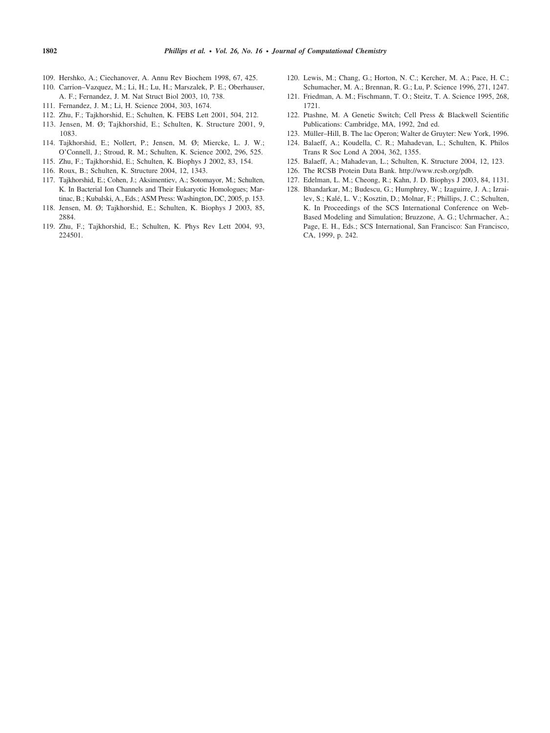109. Hershko, A.; Ciechanover, A. Annu Rev Biochem 1998, 67, 425.
110. Carrion–Vazquez, M.; Li, H.; Lu, H.; Marszalek, P. E.; Oberhauser, A. F.; Fernandez, J. M. Nat Struct Biol 2003, 10, 738.
111. Fernandez, J. M.; Li, H. Science 2004, 303, 1674.
112. Zhu, F.; Tajkhorshid, E.; Schulten, K. FEBS Lett 2001, 504, 212.
113. Jensen, M. Ø; Tajkhorshid, E.; Schulten, K. Structure 2001, 9, 1083.
114. Tajkhorshid, E.; Nollert, P.; Jensen, M. Ø; Miercke, L. J. W.; O'Connell, J.; Stroud, R. M.; Schulten, K. Science 2002, 296, 525.
115. Zhu, F.; Tajkhorshid, E.; Schulten, K. Biophys J 2002, 83, 154.
116. Roux, B.; Schulten, K. Structure 2004, 12, 1343.
117. Tajkhorshid, E.; Cohen, J.; Aksimentiev, A.; Sotomayor, M.; Schulten, K. In Bacterial Ion Channels and Their Eukaryotic Homologues; Martinac, B.; Kubalski, A., Eds.; ASM Press: Washington, DC, 2005, p. 153.
118. Jensen, M. Ø; Tajkhorshid, E.; Schulten, K. Biophys J 2003, 85, 2884.
119. Zhu, F.; Tajkhorshid, E.; Schulten, K. Phys Rev Lett 2004, 93, 224501.
120. Lewis, M.; Chang, G.; Horton, N. C.; Kercher, M. A.; Pace, H. C.; Schumacher, M. A.; Brennan, R. G.; Lu, P. Science 1996, 271, 1247.
121. Friedman, A. M.; Fischmann, T. O.; Steitz, T. A. Science 1995, 268, 1721.
122. Ptashne, M. A Genetic Switch; Cell Press & Blackwell Scientific Publications: Cambridge, MA, 1992, 2nd ed.
123. Müller–Hill, B. The lac Operon; Walter de Gruyter: New York, 1996.
124. Balaeff, A.; Koudella, C. R.; Mahadevan, L.; Schulten, K. Philos Trans R Soc Lond A 2004, 362, 1355.
125. Balaeff, A.; Mahadevan, L.; Schulten, K. Structure 2004, 12, 123.
126. The RCSB Protein Data Bank. http://www.rcsb.org/pdb.
127. Edelman, L. M.; Cheong, R.; Kahn, J. D. Biophys J 2003, 84, 1131.
128. Bhandarkar, M.; Budescu, G.; Humphrey, W.; Izaguirre, J. A.; Izrailev, S.; Kalé, L. V.; Kosztin, D.; Molnar, F.; Phillips, J. C.; Schulten, K. In Proceedings of the SCS International Conference on Web-Based Modeling and Simulation; Bruzzone, A. G.; Uchrmacher, A.; Page, E. H., Eds.; SCS International, San Francisco: San Francisco, CA, 1999, p. 242.